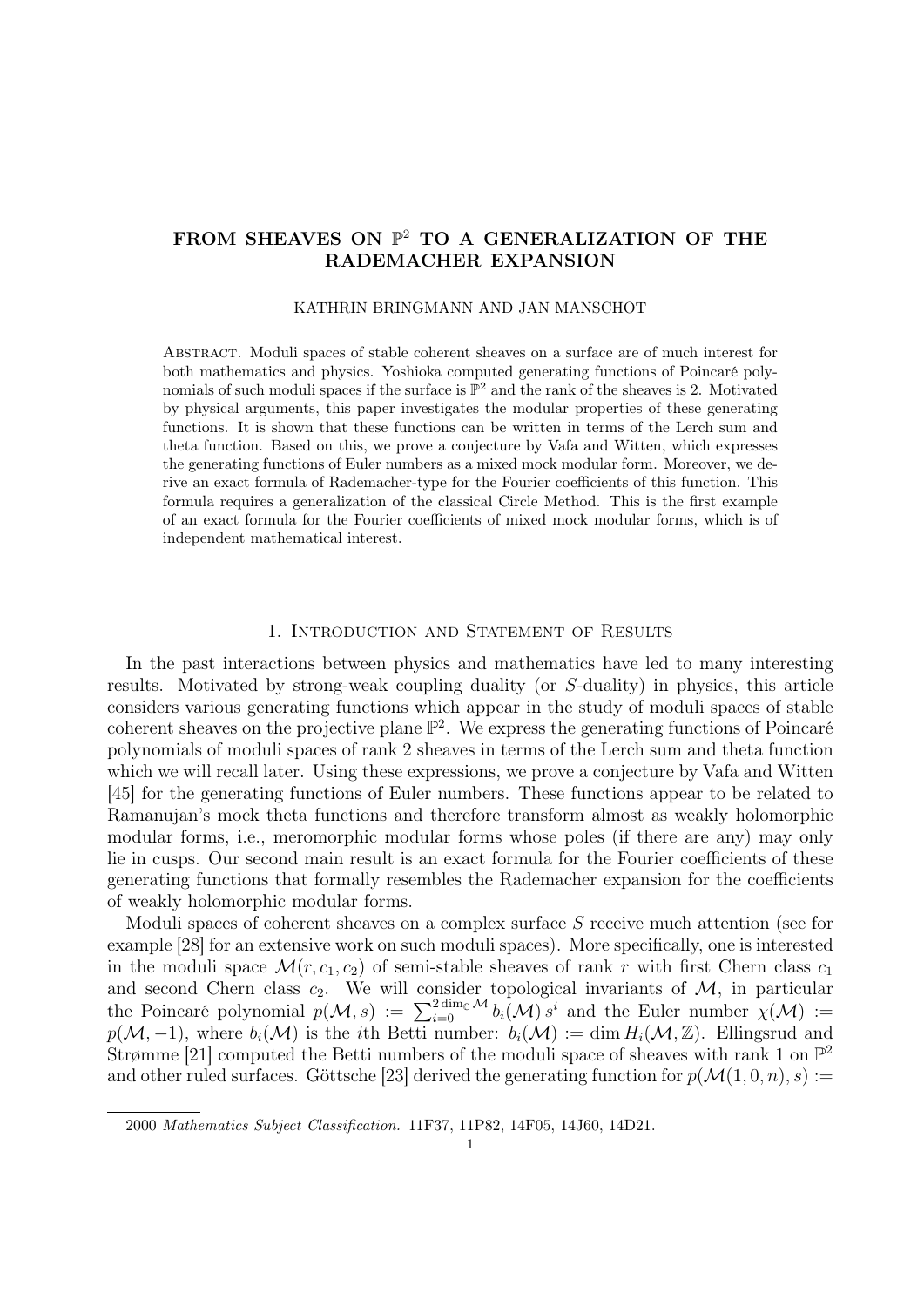# FROM SHEAVES ON $\mathbb{P}^2$ TO A GENERALIZATION OF THE RADEMACHER EXPANSION

KATHRIN BRINGMANN AND JAN MANSCHOT

Abstract. Moduli spaces of stable coherent sheaves on a surface are of much interest for both mathematics and physics. Yoshioka computed generating functions of Poincaré polynomials of such moduli spaces if the surface is $\mathbb{P}^2$ and the rank of the sheaves is 2. Motivated by physical arguments, this paper investigates the modular properties of these generating functions. It is shown that these functions can be written in terms of the Lerch sum and theta function. Based on this, we prove a conjecture by Vafa and Witten, which expresses the generating functions of Euler numbers as a mixed mock modular form. Moreover, we derive an exact formula of Rademacher-type for the Fourier coefficients of this function. This formula requires a generalization of the classical Circle Method. This is the first example of an exact formula for the Fourier coefficients of mixed mock modular forms, which is of independent mathematical interest.

## 1. Introduction and Statement of Results

In the past interactions between physics and mathematics have led to many interesting results. Motivated by strong-weak coupling duality (or $S$-duality) in physics, this article considers various generating functions which appear in the study of moduli spaces of stable coherent sheaves on the projective plane $\mathbb{P}^2$. We express the generating functions of Poincaré polynomials of moduli spaces of rank 2 sheaves in terms of the Lerch sum and theta function which we will recall later. Using these expressions, we prove a conjecture by Vafa and Witten [45] for the generating functions of Euler numbers. These functions appear to be related to Ramanujan's mock theta functions and therefore transform almost as weakly holomorphic modular forms, i.e., meromorphic modular forms whose poles (if there are any) may only lie in cusps. Our second main result is an exact formula for the Fourier coefficients of these generating functions that formally resembles the Rademacher expansion for the coefficients of weakly holomorphic modular forms.

Moduli spaces of coherent sheaves on a complex surface $S$ receive much attention (see for example [28] for an extensive work on such moduli spaces). More specifically, one is interested in the moduli space $\mathcal{M}(r, c_1, c_2)$ of semi-stable sheaves of rank $r$ with first Chern class $c_1$ and second Chern class $c_2$. We will consider topological invariants of $\mathcal{M}$, in particular the Poincaré polynomial $p(\mathcal{M}, s) := \sum_{i=0}^{2\dim_{\mathbb{C}}\mathcal{M}} b_i(\mathcal{M})\, s^i$ and the Euler number $\chi(\mathcal{M}) := p(\mathcal{M}, -1)$, where $b_i(\mathcal{M})$ is the $i$th Betti number: $b_i(\mathcal{M}) := \dim H_i(\mathcal{M}, \mathbb{Z})$. Ellingsrud and Strømme [21] computed the Betti numbers of the moduli space of sheaves with rank 1 on $\mathbb{P}^2$ and other ruled surfaces. Göttsche [23] derived the generating function for $p(\mathcal{M}(1, 0, n), s) :=$

2000 *Mathematics Subject Classification.* 11F37, 11P82, 14F05, 14J60, 14D21.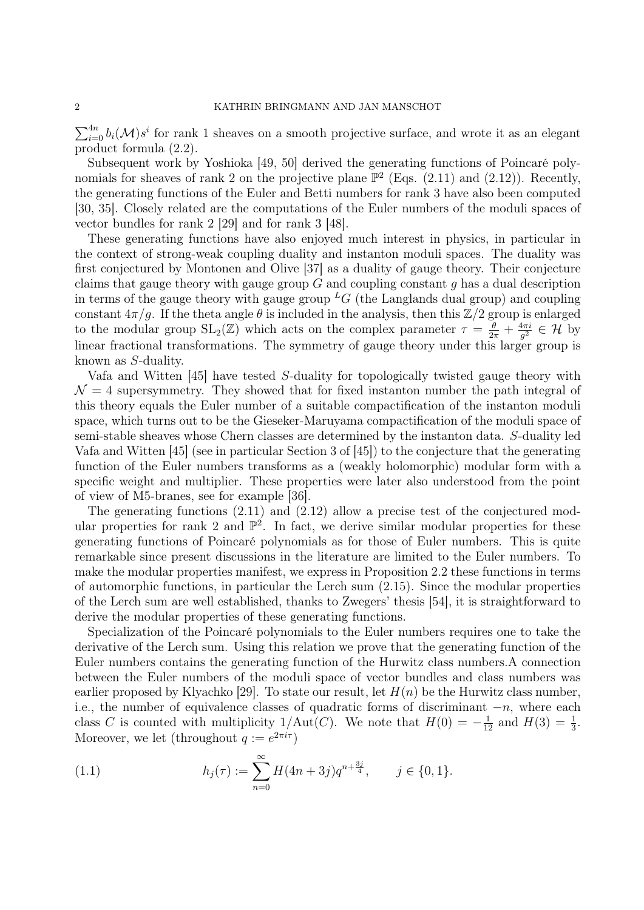$\sum_{i=0}^{4n} b_i(\mathcal{M})s^i$ for rank 1 sheaves on a smooth projective surface, and wrote it as an elegant product formula (2.2).

Subsequent work by Yoshioka [49, 50] derived the generating functions of Poincaré polynomials for sheaves of rank 2 on the projective plane $\mathbb{P}^2$ (Eqs. (2.11) and (2.12)). Recently, the generating functions of the Euler and Betti numbers for rank 3 have also been computed [30, 35]. Closely related are the computations of the Euler numbers of the moduli spaces of vector bundles for rank 2 [29] and for rank 3 [48].

These generating functions have also enjoyed much interest in physics, in particular in the context of strong-weak coupling duality and instanton moduli spaces. The duality was first conjectured by Montonen and Olive [37] as a duality of gauge theory. Their conjecture claims that gauge theory with gauge group $G$ and coupling constant $g$ has a dual description in terms of the gauge theory with gauge group ${}^LG$ (the Langlands dual group) and coupling constant $4\pi/g$. If the theta angle $\theta$ is included in the analysis, then this $\mathbb{Z}/2$ group is enlarged to the modular group $\mathrm{SL}_2(\mathbb{Z})$ which acts on the complex parameter $\tau = \frac{\theta}{2\pi} + \frac{4\pi i}{g^2} \in \mathcal{H}$ by linear fractional transformations. The symmetry of gauge theory under this larger group is known as $S$-duality.

Vafa and Witten [45] have tested $S$-duality for topologically twisted gauge theory with $\mathcal{N} = 4$ supersymmetry. They showed that for fixed instanton number the path integral of this theory equals the Euler number of a suitable compactification of the instanton moduli space, which turns out to be the Gieseker-Maruyama compactification of the moduli space of semi-stable sheaves whose Chern classes are determined by the instanton data. $S$-duality led Vafa and Witten [45] (see in particular Section 3 of [45]) to the conjecture that the generating function of the Euler numbers transforms as a (weakly holomorphic) modular form with a specific weight and multiplier. These properties were later also understood from the point of view of M5-branes, see for example [36].

The generating functions (2.11) and (2.12) allow a precise test of the conjectured modular properties for rank 2 and $\mathbb{P}^2$. In fact, we derive similar modular properties for these generating functions of Poincaré polynomials as for those of Euler numbers. This is quite remarkable since present discussions in the literature are limited to the Euler numbers. To make the modular properties manifest, we express in Proposition 2.2 these functions in terms of automorphic functions, in particular the Lerch sum (2.15). Since the modular properties of the Lerch sum are well established, thanks to Zwegers' thesis [54], it is straightforward to derive the modular properties of these generating functions.

Specialization of the Poincaré polynomials to the Euler numbers requires one to take the derivative of the Lerch sum. Using this relation we prove that the generating function of the Euler numbers contains the generating function of the Hurwitz class numbers.A connection between the Euler numbers of the moduli space of vector bundles and class numbers was earlier proposed by Klyachko [29]. To state our result, let $H(n)$ be the Hurwitz class number, i.e., the number of equivalence classes of quadratic forms of discriminant $-n$, where each class $C$ is counted with multiplicity $1/\mathrm{Aut}(C)$. We note that $H(0) = -\frac{1}{12}$ and $H(3) = \frac{1}{3}$. Moreover, we let (throughout $q := e^{2\pi i\tau}$)

$$h_j(\tau) := \sum_{n=0}^{\infty} H(4n+3j)q^{n+\frac{3j}{4}}, \qquad j \in \{0,1\}. \tag{1.1}$$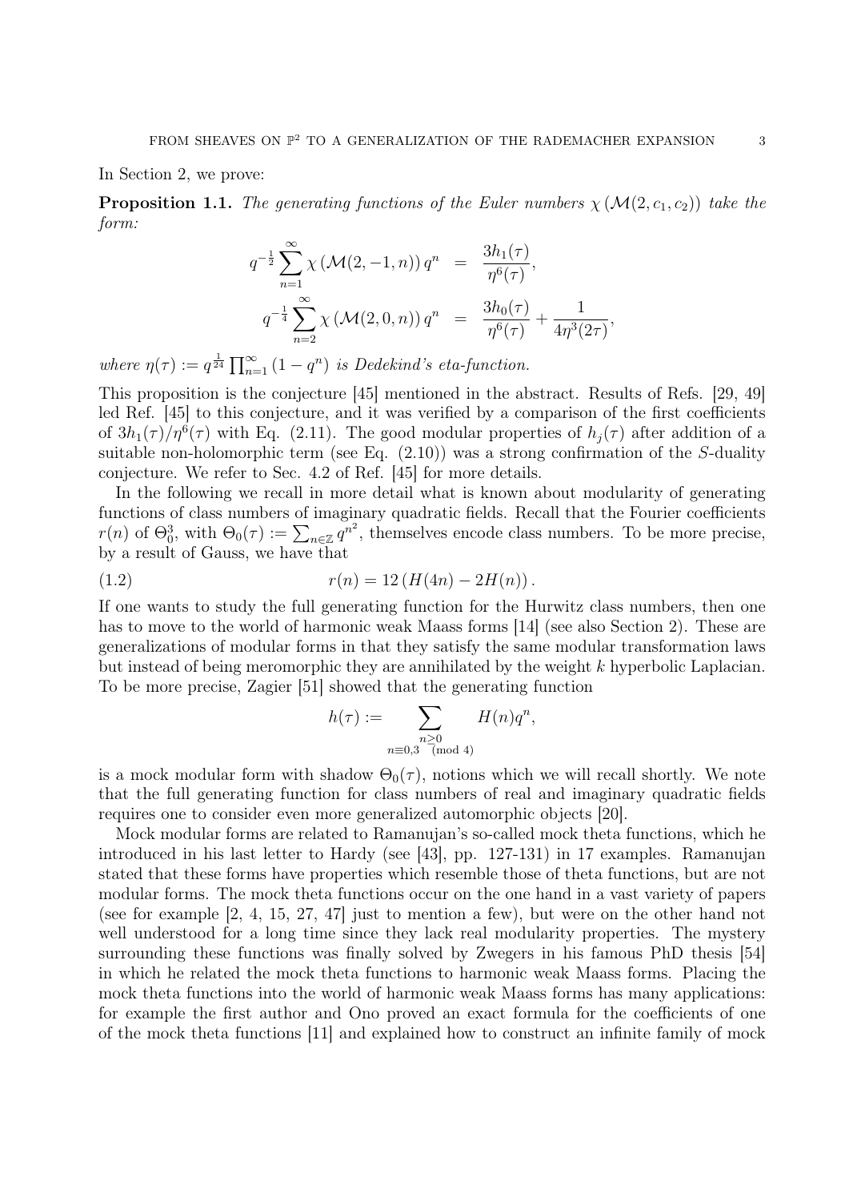In Section 2, we prove:

**Proposition 1.1.** *The generating functions of the Euler numbers $\chi(\mathcal{M}(2, c_1, c_2))$ take the form:*

$$
\begin{aligned}
q^{-\frac{1}{2}} \sum_{n=1}^{\infty} \chi(\mathcal{M}(2,-1,n))\, q^n &= \frac{3h_1(\tau)}{\eta^6(\tau)}, \\
q^{-\frac{1}{4}} \sum_{n=2}^{\infty} \chi(\mathcal{M}(2,0,n))\, q^n &= \frac{3h_0(\tau)}{\eta^6(\tau)} + \frac{1}{4\eta^3(2\tau)},
\end{aligned}
$$

*where $\eta(\tau) := q^{\frac{1}{24}} \prod_{n=1}^{\infty} (1-q^n)$ is Dedekind's eta-function.*

This proposition is the conjecture [45] mentioned in the abstract. Results of Refs. [29, 49] led Ref. [45] to this conjecture, and it was verified by a comparison of the first coefficients of $3h_1(\tau)/\eta^6(\tau)$ with Eq. (2.11). The good modular properties of $h_j(\tau)$ after addition of a suitable non-holomorphic term (see Eq. (2.10)) was a strong confirmation of the $S$-duality conjecture. We refer to Sec. 4.2 of Ref. [45] for more details.

In the following we recall in more detail what is known about modularity of generating functions of class numbers of imaginary quadratic fields. Recall that the Fourier coefficients $r(n)$ of $\Theta_0^3$, with $\Theta_0(\tau) := \sum_{n\in\mathbb{Z}} q^{n^2}$, themselves encode class numbers. To be more precise, by a result of Gauss, we have that

$$
r(n) = 12\,(H(4n) - 2H(n)). \tag{1.2}
$$

If one wants to study the full generating function for the Hurwitz class numbers, then one has to move to the world of harmonic weak Maass forms [14] (see also Section 2). These are generalizations of modular forms in that they satisfy the same modular transformation laws but instead of being meromorphic they are annihilated by the weight $k$ hyperbolic Laplacian. To be more precise, Zagier [51] showed that the generating function

$$
h(\tau) := \sum_{\substack{n\geq 0 \\ n\equiv 0,3 \pmod 4}} H(n) q^n,
$$

is a mock modular form with shadow $\Theta_0(\tau)$, notions which we will recall shortly. We note that the full generating function for class numbers of real and imaginary quadratic fields requires one to consider even more generalized automorphic objects [20].

Mock modular forms are related to Ramanujan's so-called mock theta functions, which he introduced in his last letter to Hardy (see [43], pp. 127-131) in 17 examples. Ramanujan stated that these forms have properties which resemble those of theta functions, but are not modular forms. The mock theta functions occur on the one hand in a vast variety of papers (see for example [2, 4, 15, 27, 47] just to mention a few), but were on the other hand not well understood for a long time since they lack real modularity properties. The mystery surrounding these functions was finally solved by Zwegers in his famous PhD thesis [54] in which he related the mock theta functions to harmonic weak Maass forms. Placing the mock theta functions into the world of harmonic weak Maass forms has many applications: for example the first author and Ono proved an exact formula for the coefficients of one of the mock theta functions [11] and explained how to construct an infinite family of mock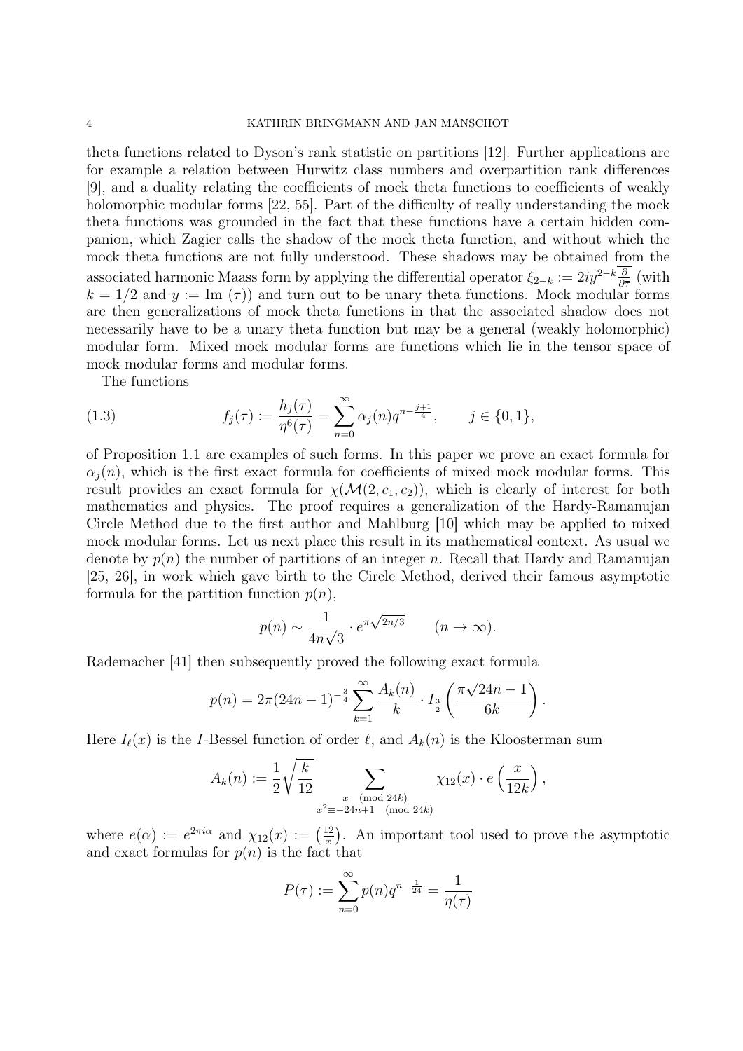theta functions related to Dyson's rank statistic on partitions [12]. Further applications are for example a relation between Hurwitz class numbers and overpartition rank differences [9], and a duality relating the coefficients of mock theta functions to coefficients of weakly holomorphic modular forms [22, 55]. Part of the difficulty of really understanding the mock theta functions was grounded in the fact that these functions have a certain hidden companion, which Zagier calls the shadow of the mock theta function, and without which the mock theta functions are not fully understood. These shadows may be obtained from the associated harmonic Maass form by applying the differential operator $\xi_{2-k} := 2iy^{2-k}\overline{\frac{\partial}{\partial \overline{\tau}}}$ (with $k = 1/2$ and $y := \text{Im }(\tau)$) and turn out to be unary theta functions. Mock modular forms are then generalizations of mock theta functions in that the associated shadow does not necessarily have to be a unary theta function but may be a general (weakly holomorphic) modular form. Mixed mock modular forms are functions which lie in the tensor space of mock modular forms and modular forms.

The functions

$$f_j(\tau) := \frac{h_j(\tau)}{\eta^6(\tau)} = \sum_{n=0}^{\infty} \alpha_j(n) q^{n-\frac{j+1}{4}}, \qquad j \in \{0, 1\}, \tag{1.3}$$

of Proposition 1.1 are examples of such forms. In this paper we prove an exact formula for $\alpha_j(n)$, which is the first exact formula for coefficients of mixed mock modular forms. This result provides an exact formula for $\chi(\mathcal{M}(2, c_1, c_2))$, which is clearly of interest for both mathematics and physics. The proof requires a generalization of the Hardy-Ramanujan Circle Method due to the first author and Mahlburg [10] which may be applied to mixed mock modular forms. Let us next place this result in its mathematical context. As usual we denote by $p(n)$ the number of partitions of an integer $n$. Recall that Hardy and Ramanujan [25, 26], in work which gave birth to the Circle Method, derived their famous asymptotic formula for the partition function $p(n)$,

$$p(n) \sim \frac{1}{4n\sqrt{3}} \cdot e^{\pi\sqrt{2n/3}} \qquad (n \to \infty).$$

Rademacher [41] then subsequently proved the following exact formula

$$p(n) = 2\pi(24n-1)^{-\frac{3}{4}} \sum_{k=1}^{\infty} \frac{A_k(n)}{k} \cdot I_{\frac{3}{2}}\left(\frac{\pi\sqrt{24n-1}}{6k}\right).$$

Here $I_\ell(x)$ is the $I$-Bessel function of order $\ell$, and $A_k(n)$ is the Kloosterman sum

$$A_k(n) := \frac{1}{2}\sqrt{\frac{k}{12}} \sum_{\substack{x \pmod{24k} \\ x^2 \equiv -24n+1 \pmod{24k}}} \chi_{12}(x) \cdot e\left(\frac{x}{12k}\right),$$

where $e(\alpha) := e^{2\pi i\alpha}$ and $\chi_{12}(x) := \left(\frac{12}{x}\right)$. An important tool used to prove the asymptotic and exact formulas for $p(n)$ is the fact that

$$P(\tau) := \sum_{n=0}^{\infty} p(n) q^{n-\frac{1}{24}} = \frac{1}{\eta(\tau)}$$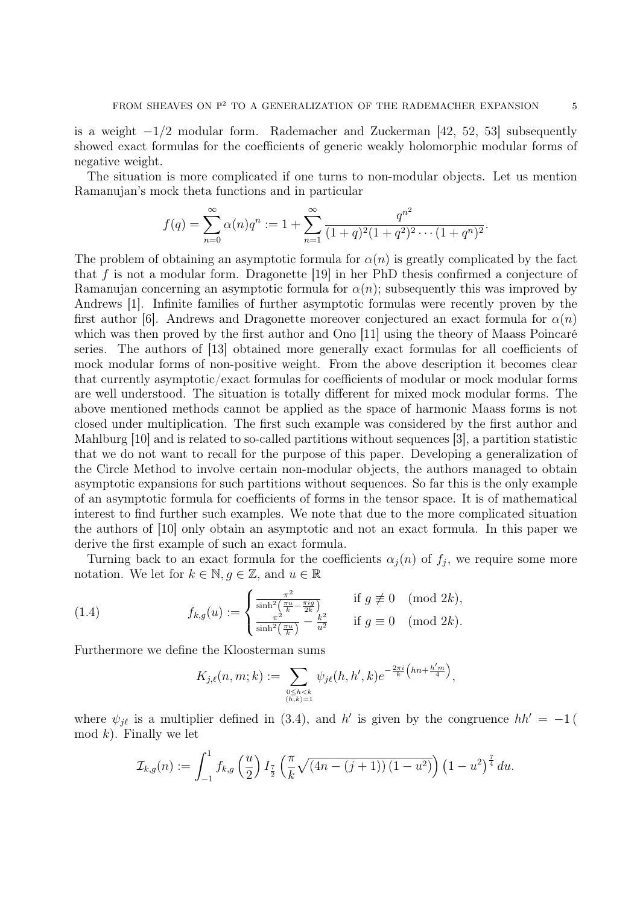is a weight $-1/2$ modular form. Rademacher and Zuckerman [42, 52, 53] subsequently showed exact formulas for the coefficients of generic weakly holomorphic modular forms of negative weight.

The situation is more complicated if one turns to non-modular objects. Let us mention Ramanujan's mock theta functions and in particular

$$f(q) = \sum_{n=0}^{\infty} \alpha(n) q^n := 1 + \sum_{n=1}^{\infty} \frac{q^{n^2}}{(1+q)^2(1+q^2)^2 \cdots (1+q^n)^2}.$$

The problem of obtaining an asymptotic formula for $\alpha(n)$ is greatly complicated by the fact that $f$ is not a modular form. Dragonette [19] in her PhD thesis confirmed a conjecture of Ramanujan concerning an asymptotic formula for $\alpha(n)$; subsequently this was improved by Andrews [1]. Infinite families of further asymptotic formulas were recently proven by the first author [6]. Andrews and Dragonette moreover conjectured an exact formula for $\alpha(n)$ which was then proved by the first author and Ono [11] using the theory of Maass Poincaré series. The authors of [13] obtained more generally exact formulas for all coefficients of mock modular forms of non-positive weight. From the above description it becomes clear that currently asymptotic/exact formulas for coefficients of modular or mock modular forms are well understood. The situation is totally different for mixed mock modular forms. The above mentioned methods cannot be applied as the space of harmonic Maass forms is not closed under multiplication. The first such example was considered by the first author and Mahlburg [10] and is related to so-called partitions without sequences [3], a partition statistic that we do not want to recall for the purpose of this paper. Developing a generalization of the Circle Method to involve certain non-modular objects, the authors managed to obtain asymptotic expansions for such partitions without sequences. So far this is the only example of an asymptotic formula for coefficients of forms in the tensor space. It is of mathematical interest to find further such examples. We note that due to the more complicated situation the authors of [10] only obtain an asymptotic and not an exact formula. In this paper we derive the first example of such an exact formula.

Turning back to an exact formula for the coefficients $\alpha_j(n)$ of $f_j$, we require some more notation. We let for $k \in \mathbb{N}, g \in \mathbb{Z}$, and $u \in \mathbb{R}$

$$f_{k,g}(u) := \begin{cases} \frac{\pi^2}{\sinh^2\left(\frac{\pi u}{k} - \frac{\pi i g}{2k}\right)} & \text{if } g \not\equiv 0 \pmod{2k}, \\ \frac{\pi^2}{\sinh^2\left(\frac{\pi u}{k}\right)} - \frac{k^2}{u^2} & \text{if } g \equiv 0 \pmod{2k}. \end{cases} \tag{1.4}$$

Furthermore we define the Kloosterman sums

$$K_{j,\ell}(n,m;k) := \sum_{\substack{0 \le h < k \\ (h,k)=1}} \psi_{j\ell}(h,h',k) e^{-\frac{2\pi i}{k}\left(hn + \frac{h'm}{4}\right)},$$

where $\psi_{j\ell}$ is a multiplier defined in (3.4), and $h'$ is given by the congruence $hh' = -1 \pmod{k}$. Finally we let

$$\mathcal{I}_{k,g}(n) := \int_{-1}^{1} f_{k,g}\left(\frac{u}{2}\right) I_{\frac{7}{2}}\left(\frac{\pi}{k}\sqrt{(4n-(j+1))(1-u^2)}\right)\left(1-u^2\right)^{\frac{7}{4}} du.$$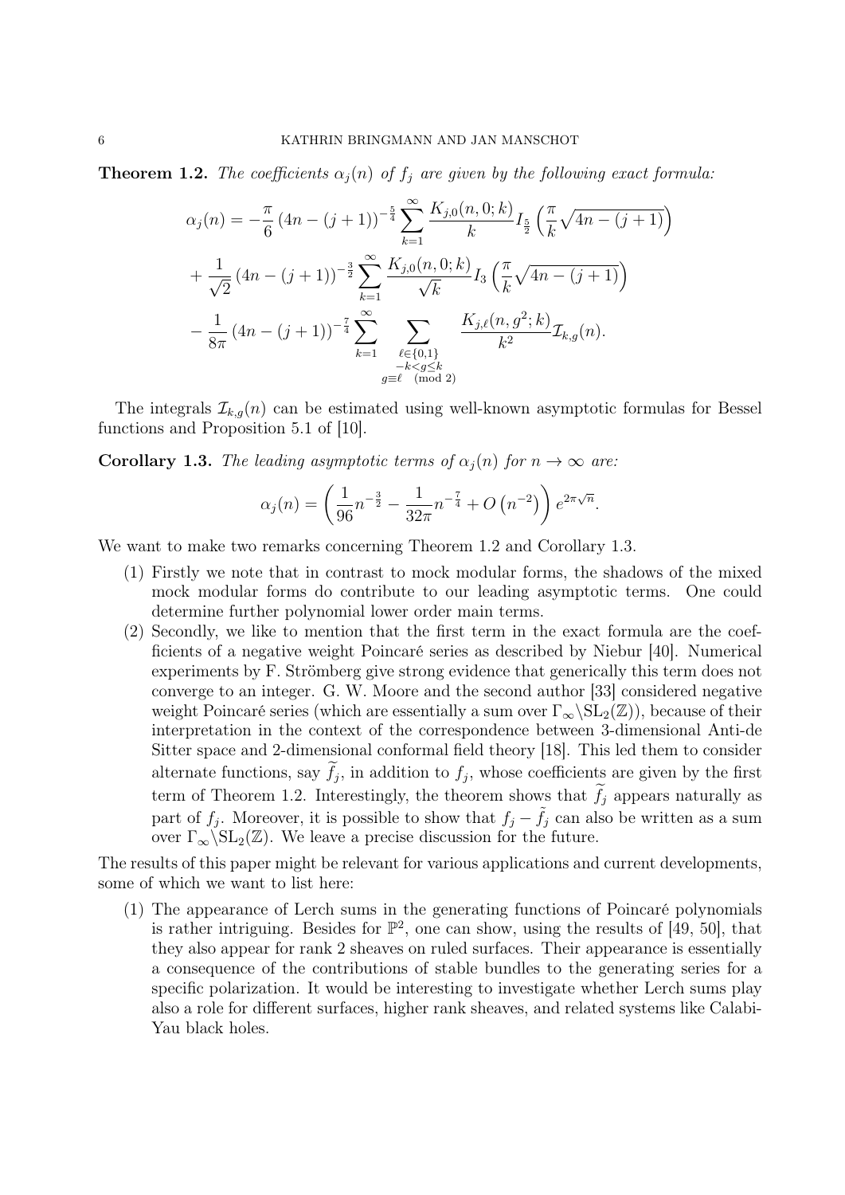**Theorem 1.2.** *The coefficients $\alpha_j(n)$ of $f_j$ are given by the following exact formula:*

$$
\begin{aligned}
\alpha_j(n) &= -\frac{\pi}{6}\left(4n-(j+1)\right)^{-\frac{5}{4}} \sum_{k=1}^{\infty} \frac{K_{j,0}(n,0;k)}{k} I_{\frac{5}{2}}\left(\frac{\pi}{k}\sqrt{4n-(j+1)}\right) \\
&+ \frac{1}{\sqrt{2}}\left(4n-(j+1)\right)^{-\frac{3}{2}} \sum_{k=1}^{\infty} \frac{K_{j,0}(n,0;k)}{\sqrt{k}} I_{3}\left(\frac{\pi}{k}\sqrt{4n-(j+1)}\right) \\
&- \frac{1}{8\pi}\left(4n-(j+1)\right)^{-\frac{7}{4}} \sum_{k=1}^{\infty} \sum_{\substack{\ell\in\{0,1\} \\ -k<g\leq k \\ g\equiv \ell \pmod 2}} \frac{K_{j,\ell}(n,g^2;k)}{k^2} \mathcal{I}_{k,g}(n).
\end{aligned}
$$

The integrals $\mathcal{I}_{k,g}(n)$ can be estimated using well-known asymptotic formulas for Bessel functions and Proposition 5.1 of [10].

**Corollary 1.3.** *The leading asymptotic terms of $\alpha_j(n)$ for $n \to \infty$ are:*

$$
\alpha_j(n) = \left(\frac{1}{96} n^{-\frac{3}{2}} - \frac{1}{32\pi} n^{-\frac{7}{4}} + O\left(n^{-2}\right)\right) e^{2\pi\sqrt{n}}.
$$

We want to make two remarks concerning Theorem 1.2 and Corollary 1.3.

1. Firstly we note that in contrast to mock modular forms, the shadows of the mixed mock modular forms do contribute to our leading asymptotic terms. One could determine further polynomial lower order main terms.
2. Secondly, we like to mention that the first term in the exact formula are the coefficients of a negative weight Poincaré series as described by Niebur [40]. Numerical experiments by F. Strömberg give strong evidence that generically this term does not converge to an integer. G. W. Moore and the second author [33] considered negative weight Poincaré series (which are essentially a sum over $\Gamma_\infty\backslash \mathrm{SL}_2(\mathbb{Z})$), because of their interpretation in the context of the correspondence between 3-dimensional Anti-de Sitter space and 2-dimensional conformal field theory [18]. This led them to consider alternate functions, say $\widetilde{f}_j$, in addition to $f_j$, whose coefficients are given by the first term of Theorem 1.2. Interestingly, the theorem shows that $\widetilde{f}_j$ appears naturally as part of $f_j$. Moreover, it is possible to show that $f_j - \tilde{f}_j$ can also be written as a sum over $\Gamma_\infty\backslash \mathrm{SL}_2(\mathbb{Z})$. We leave a precise discussion for the future.

The results of this paper might be relevant for various applications and current developments, some of which we want to list here:

1. The appearance of Lerch sums in the generating functions of Poincaré polynomials is rather intriguing. Besides for $\mathbb{P}^2$, one can show, using the results of [49, 50], that they also appear for rank 2 sheaves on ruled surfaces. Their appearance is essentially a consequence of the contributions of stable bundles to the generating series for a specific polarization. It would be interesting to investigate whether Lerch sums play also a role for different surfaces, higher rank sheaves, and related systems like Calabi-Yau black holes.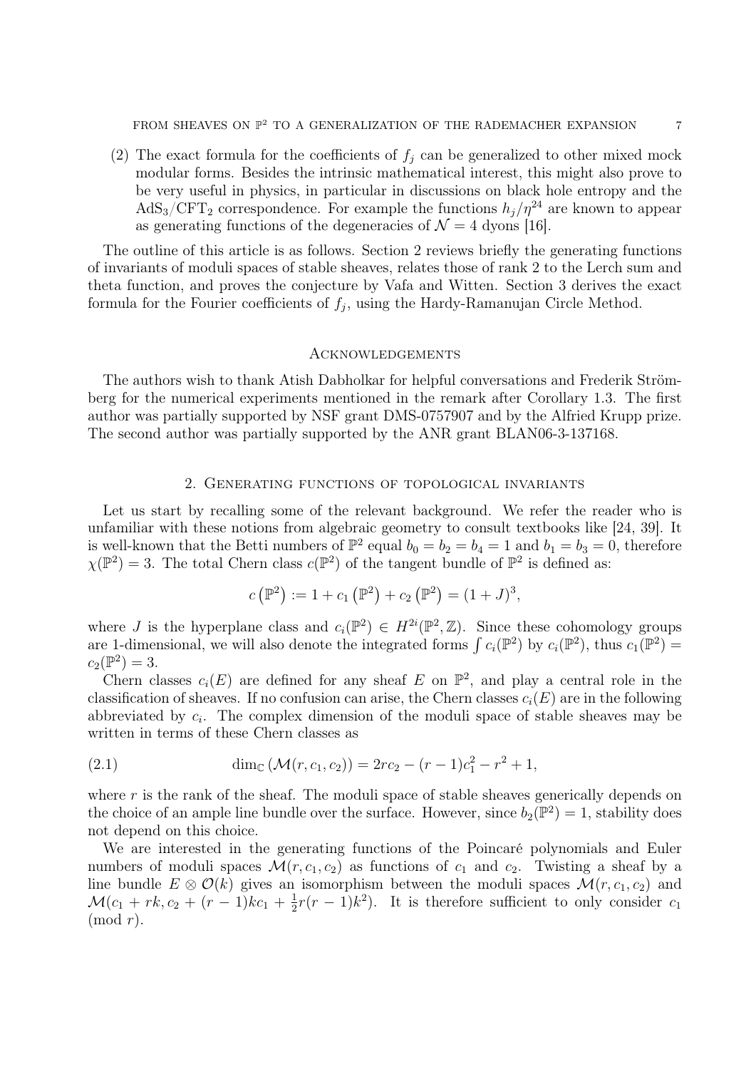(2) The exact formula for the coefficients of $f_j$ can be generalized to other mixed mock modular forms. Besides the intrinsic mathematical interest, this might also prove to be very useful in physics, in particular in discussions on black hole entropy and the $\mathrm{AdS}_3/\mathrm{CFT}_2$ correspondence. For example the functions $h_j/\eta^{24}$ are known to appear as generating functions of the degeneracies of $\mathcal{N}=4$ dyons [16].

The outline of this article is as follows. Section 2 reviews briefly the generating functions of invariants of moduli spaces of stable sheaves, relates those of rank 2 to the Lerch sum and theta function, and proves the conjecture by Vafa and Witten. Section 3 derives the exact formula for the Fourier coefficients of $f_j$, using the Hardy-Ramanujan Circle Method.

## Acknowledgements

The authors wish to thank Atish Dabholkar for helpful conversations and Frederik Strömberg for the numerical experiments mentioned in the remark after Corollary 1.3. The first author was partially supported by NSF grant DMS-0757907 and by the Alfried Krupp prize. The second author was partially supported by the ANR grant BLAN06-3-137168.

## 2. Generating functions of topological invariants

Let us start by recalling some of the relevant background. We refer the reader who is unfamiliar with these notions from algebraic geometry to consult textbooks like [24, 39]. It is well-known that the Betti numbers of $\mathbb{P}^2$ equal $b_0 = b_2 = b_4 = 1$ and $b_1 = b_3 = 0$, therefore $\chi(\mathbb{P}^2) = 3$. The total Chern class $c(\mathbb{P}^2)$ of the tangent bundle of $\mathbb{P}^2$ is defined as:

$$c\left(\mathbb{P}^2\right) := 1 + c_1\left(\mathbb{P}^2\right) + c_2\left(\mathbb{P}^2\right) = (1+J)^3,$$

where $J$ is the hyperplane class and $c_i(\mathbb{P}^2) \in H^{2i}(\mathbb{P}^2, \mathbb{Z})$. Since these cohomology groups are 1-dimensional, we will also denote the integrated forms $\int c_i(\mathbb{P}^2)$ by $c_i(\mathbb{P}^2)$, thus $c_1(\mathbb{P}^2) = c_2(\mathbb{P}^2) = 3$.

Chern classes $c_i(E)$ are defined for any sheaf $E$ on $\mathbb{P}^2$, and play a central role in the classification of sheaves. If no confusion can arise, the Chern classes $c_i(E)$ are in the following abbreviated by $c_i$. The complex dimension of the moduli space of stable sheaves may be written in terms of these Chern classes as

$$\dim_{\mathbb{C}}\left(\mathcal{M}(r, c_1, c_2)\right) = 2rc_2 - (r-1)c_1^2 - r^2 + 1, \tag{2.1}$$

where $r$ is the rank of the sheaf. The moduli space of stable sheaves generically depends on the choice of an ample line bundle over the surface. However, since $b_2(\mathbb{P}^2) = 1$, stability does not depend on this choice.

We are interested in the generating functions of the Poincaré polynomials and Euler numbers of moduli spaces $\mathcal{M}(r, c_1, c_2)$ as functions of $c_1$ and $c_2$. Twisting a sheaf by a line bundle $E \otimes \mathcal{O}(k)$ gives an isomorphism between the moduli spaces $\mathcal{M}(r, c_1, c_2)$ and $\mathcal{M}(c_1 + rk, c_2 + (r-1)kc_1 + \frac{1}{2}r(r-1)k^2)$. It is therefore sufficient to only consider $c_1 \pmod{r}$.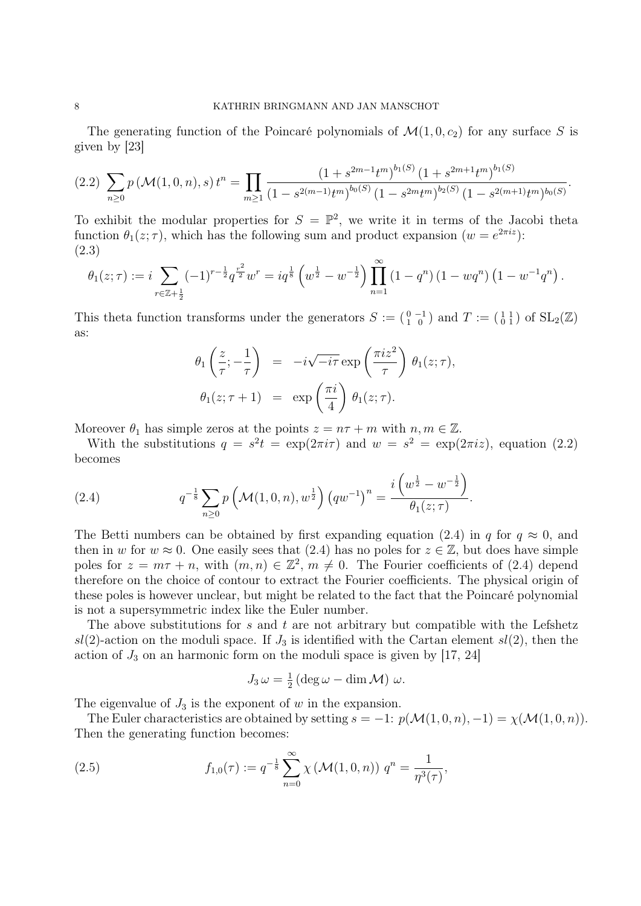The generating function of the Poincaré polynomials of $\mathcal{M}(1,0,c_2)$ for any surface $S$ is given by [23]

$$\sum_{n\geq 0} p\left(\mathcal{M}(1,0,n),s\right)t^n = \prod_{m\geq 1} \frac{\left(1+s^{2m-1}t^m\right)^{b_1(S)}\left(1+s^{2m+1}t^m\right)^{b_1(S)}}{\left(1-s^{2(m-1)}t^m\right)^{b_0(S)}\left(1-s^{2m}t^m\right)^{b_2(S)}\left(1-s^{2(m+1)}t^m\right)^{b_0(S)}}. \tag{2.2}$$

To exhibit the modular properties for $S=\mathbb{P}^2$, we write it in terms of the Jacobi theta function $\theta_1(z;\tau)$, which has the following sum and product expansion ($w=e^{2\pi iz}$):

$$\theta_1(z;\tau) := i\sum_{r\in\mathbb{Z}+\frac{1}{2}} (-1)^{r-\frac{1}{2}} q^{\frac{r^2}{2}} w^r = iq^{\frac{1}{8}}\left(w^{\frac{1}{2}}-w^{-\frac{1}{2}}\right)\prod_{n=1}^{\infty}\left(1-q^n\right)\left(1-wq^n\right)\left(1-w^{-1}q^n\right). \tag{2.3}$$

This theta function transforms under the generators $S := \left(\begin{smallmatrix} 0 & -1 \\ 1 & 0 \end{smallmatrix}\right)$ and $T := \left(\begin{smallmatrix} 1 & 1 \\ 0 & 1 \end{smallmatrix}\right)$ of $\mathrm{SL}_2(\mathbb{Z})$ as:

$$\begin{aligned}
\theta_1\left(\frac{z}{\tau};-\frac{1}{\tau}\right) &= -i\sqrt{-i\tau}\exp\left(\frac{\pi i z^2}{\tau}\right)\theta_1(z;\tau),\\
\theta_1(z;\tau+1) &= \exp\left(\frac{\pi i}{4}\right)\theta_1(z;\tau).
\end{aligned}$$

Moreover $\theta_1$ has simple zeros at the points $z=n\tau+m$ with $n,m\in\mathbb{Z}$.

With the substitutions $q=s^2t=\exp(2\pi i\tau)$ and $w=s^2=\exp(2\pi iz)$, equation (2.2) becomes

$$q^{-\frac{1}{8}}\sum_{n\geq 0} p\left(\mathcal{M}(1,0,n),w^{\frac{1}{2}}\right)\left(qw^{-1}\right)^n = \frac{i\left(w^{\frac{1}{2}}-w^{-\frac{1}{2}}\right)}{\theta_1(z;\tau)}. \tag{2.4}$$

The Betti numbers can be obtained by first expanding equation (2.4) in $q$ for $q\approx 0$, and then in $w$ for $w\approx 0$. One easily sees that (2.4) has no poles for $z\in\mathbb{Z}$, but does have simple poles for $z=m\tau+n$, with $(m,n)\in\mathbb{Z}^2$, $m\neq 0$. The Fourier coefficients of (2.4) depend therefore on the choice of contour to extract the Fourier coefficients. The physical origin of these poles is however unclear, but might be related to the fact that the Poincaré polynomial is not a supersymmetric index like the Euler number.

The above substitutions for $s$ and $t$ are not arbitrary but compatible with the Lefshetz $sl(2)$-action on the moduli space. If $J_3$ is identified with the Cartan element $sl(2)$, then the action of $J_3$ on an harmonic form on the moduli space is given by [17, 24]

$$J_3\,\omega = \tfrac{1}{2}\left(\deg\omega-\dim\mathcal{M}\right)\,\omega.$$

The eigenvalue of $J_3$ is the exponent of $w$ in the expansion.

The Euler characteristics are obtained by setting $s=-1$: $p(\mathcal{M}(1,0,n),-1)=\chi(\mathcal{M}(1,0,n))$. Then the generating function becomes:

$$f_{1,0}(\tau) := q^{-\frac{1}{8}}\sum_{n=0}^{\infty}\chi\left(\mathcal{M}(1,0,n)\right)q^n = \frac{1}{\eta^3(\tau)}, \tag{2.5}$$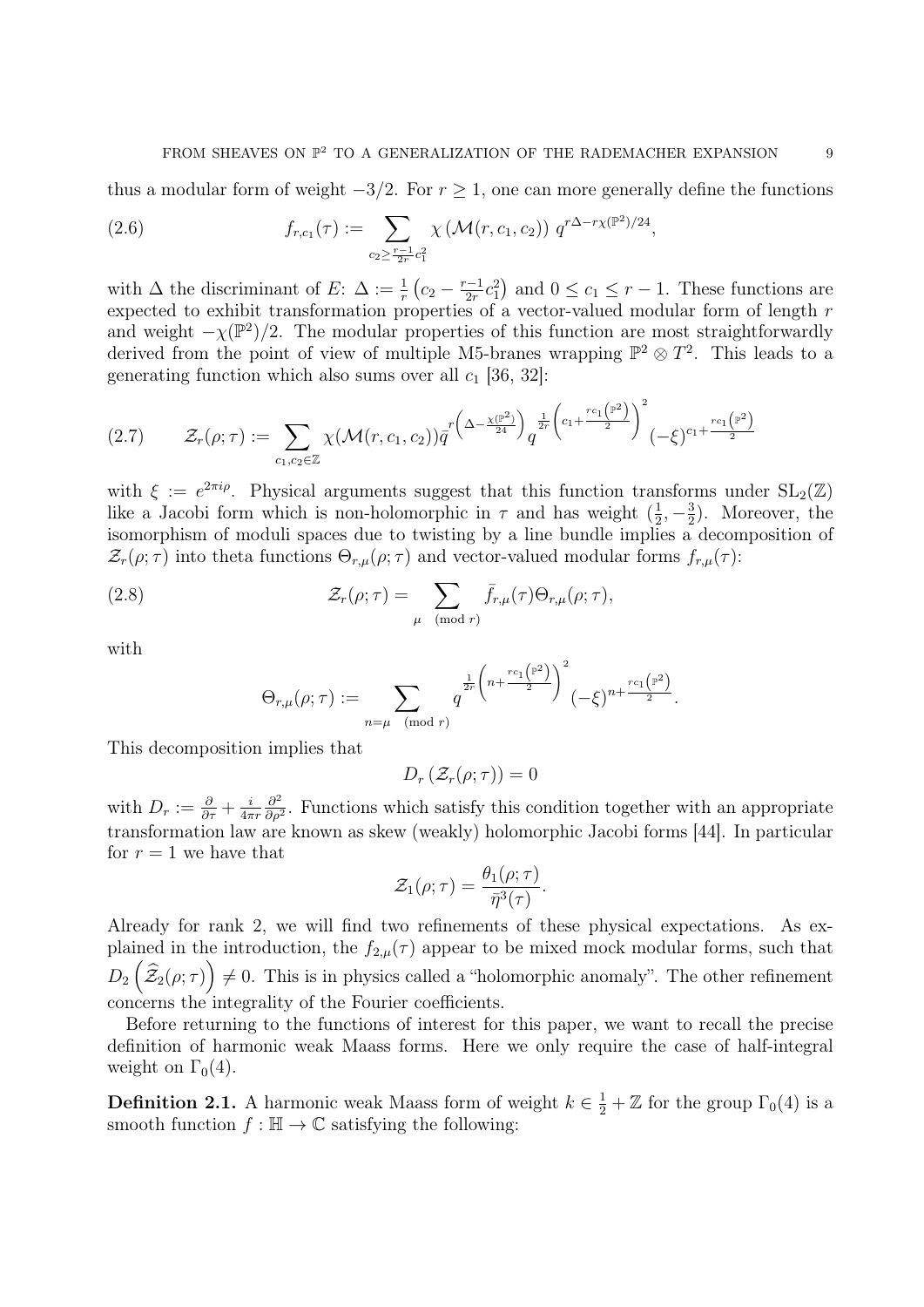thus a modular form of weight $-3/2$. For $r \geq 1$, one can more generally define the functions

$$f_{r,c_1}(\tau) := \sum_{c_2 \geq \frac{r-1}{2r}c_1^2} \chi\left(\mathcal{M}(r, c_1, c_2)\right) \, q^{r\Delta - r\chi(\mathbb{P}^2)/24}, \tag{2.6}$$

with $\Delta$ the discriminant of $E$: $\Delta := \frac{1}{r}\left(c_2 - \frac{r-1}{2r}c_1^2\right)$ and $0 \leq c_1 \leq r-1$. These functions are expected to exhibit transformation properties of a vector-valued modular form of length $r$ and weight $-\chi(\mathbb{P}^2)/2$. The modular properties of this function are most straightforwardly derived from the point of view of multiple M5-branes wrapping $\mathbb{P}^2 \otimes T^2$. This leads to a generating function which also sums over all $c_1$ [36, 32]:

$$\mathcal{Z}_r(\rho;\tau) := \sum_{c_1, c_2 \in \mathbb{Z}} \chi(\mathcal{M}(r, c_1, c_2)) \bar{q}^{r\left(\Delta - \frac{\chi(\mathbb{P}^2)}{24}\right)} q^{\frac{1}{2r}\left(c_1 + \frac{rc_1\left(\mathbb{P}^2\right)}{2}\right)^2} (-\xi)^{c_1 + \frac{rc_1\left(\mathbb{P}^2\right)}{2}} \tag{2.7}$$

with $\xi := e^{2\pi i \rho}$. Physical arguments suggest that this function transforms under $\mathrm{SL}_2(\mathbb{Z})$ like a Jacobi form which is non-holomorphic in $\tau$ and has weight $(\frac{1}{2}, -\frac{3}{2})$. Moreover, the isomorphism of moduli spaces due to twisting by a line bundle implies a decomposition of $\mathcal{Z}_r(\rho;\tau)$ into theta functions $\Theta_{r,\mu}(\rho;\tau)$ and vector-valued modular forms $f_{r,\mu}(\tau)$:

$$\mathcal{Z}_r(\rho;\tau) = \sum_{\mu \pmod{r}} \bar{f}_{r,\mu}(\tau)\Theta_{r,\mu}(\rho;\tau), \tag{2.8}$$

with

$$\Theta_{r,\mu}(\rho;\tau) := \sum_{n = \mu \pmod{r}} q^{\frac{1}{2r}\left(n + \frac{rc_1\left(\mathbb{P}^2\right)}{2}\right)^2} (-\xi)^{n + \frac{rc_1\left(\mathbb{P}^2\right)}{2}}.$$

This decomposition implies that

$$D_r\left(\mathcal{Z}_r(\rho;\tau)\right) = 0$$

with $D_r := \frac{\partial}{\partial \tau} + \frac{i}{4\pi r}\frac{\partial^2}{\partial \rho^2}$. Functions which satisfy this condition together with an appropriate transformation law are known as skew (weakly) holomorphic Jacobi forms [44]. In particular for $r = 1$ we have that

$$\mathcal{Z}_1(\rho;\tau) = \frac{\theta_1(\rho;\tau)}{\bar{\eta}^3(\tau)}.$$

Already for rank 2, we will find two refinements of these physical expectations. As explained in the introduction, the $f_{2,\mu}(\tau)$ appear to be mixed mock modular forms, such that $D_2\left(\widehat{\mathcal{Z}}_2(\rho;\tau)\right) \neq 0$. This is in physics called a "holomorphic anomaly". The other refinement concerns the integrality of the Fourier coefficients.

Before returning to the functions of interest for this paper, we want to recall the precise definition of harmonic weak Maass forms. Here we only require the case of half-integral weight on $\Gamma_0(4)$.

**Definition 2.1.** A harmonic weak Maass form of weight $k \in \frac{1}{2} + \mathbb{Z}$ for the group $\Gamma_0(4)$ is a smooth function $f : \mathbb{H} \to \mathbb{C}$ satisfying the following: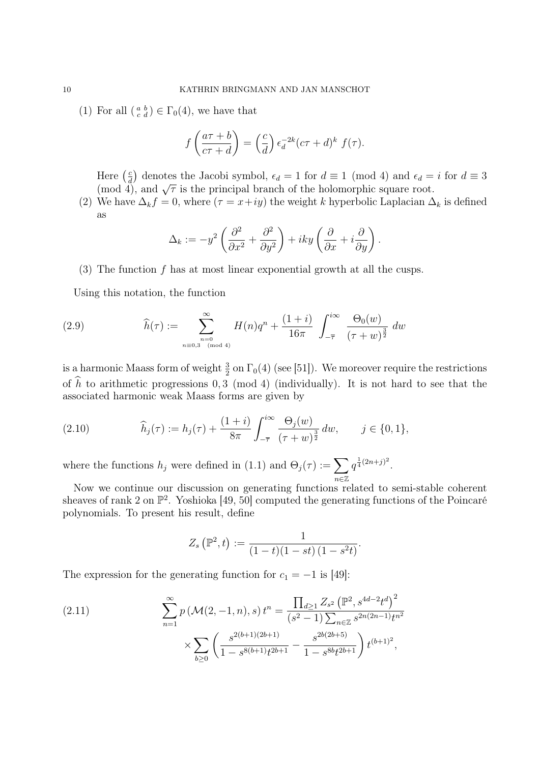(1) For all $\left(\begin{smallmatrix} a & b \\ c & d \end{smallmatrix}\right) \in \Gamma_0(4)$, we have that

$$f\left(\frac{a\tau+b}{c\tau+d}\right) = \left(\frac{c}{d}\right) \epsilon_d^{-2k} (c\tau+d)^k \, f(\tau).$$

Here $\left(\frac{c}{d}\right)$ denotes the Jacobi symbol, $\epsilon_d = 1$ for $d \equiv 1 \pmod 4$ and $\epsilon_d = i$ for $d \equiv 3 \pmod 4$, and $\sqrt{\tau}$ is the principal branch of the holomorphic square root.

(2) We have $\Delta_k f = 0$, where ($\tau = x+iy$) the weight $k$ hyperbolic Laplacian $\Delta_k$ is defined as

$$\Delta_k := -y^2\left(\frac{\partial^2}{\partial x^2} + \frac{\partial^2}{\partial y^2}\right) + iky\left(\frac{\partial}{\partial x} + i\frac{\partial}{\partial y}\right).$$

(3) The function $f$ has at most linear exponential growth at all the cusps.

Using this notation, the function

$$\widehat{h}(\tau) := \sum_{\substack{n=0 \\ n \equiv 0,3 \pmod 4}}^{\infty} H(n) q^n + \frac{(1+i)}{16\pi} \int_{-\overline{\tau}}^{i\infty} \frac{\Theta_0(w)}{(\tau+w)^{\frac{3}{2}}} \, dw \tag{2.9}$$

is a harmonic Maass form of weight $\frac{3}{2}$ on $\Gamma_0(4)$ (see [51]). We moreover require the restrictions of $\widehat{h}$ to arithmetic progressions $0, 3 \pmod 4$ (individually). It is not hard to see that the associated harmonic weak Maass forms are given by

$$\widehat{h}_j(\tau) := h_j(\tau) + \frac{(1+i)}{8\pi} \int_{-\overline{\tau}}^{i\infty} \frac{\Theta_j(w)}{(\tau+w)^{\frac{3}{2}}} \, dw, \qquad j \in \{0,1\}, \tag{2.10}$$

where the functions $h_j$ were defined in (1.1) and $\Theta_j(\tau) := \sum_{n \in \mathbb{Z}} q^{\frac{1}{4}(2n+j)^2}$.

Now we continue our discussion on generating functions related to semi-stable coherent sheaves of rank 2 on $\mathbb{P}^2$. Yoshioka [49, 50] computed the generating functions of the Poincaré polynomials. To present his result, define

$$Z_s\left(\mathbb{P}^2, t\right) := \frac{1}{(1-t)(1-st)\left(1-s^2t\right)}.$$

The expression for the generating function for $c_1 = -1$ is [49]:

$$\begin{aligned}\sum_{n=1}^{\infty} p\left(\mathcal{M}(2,-1,n), s\right) t^n = \; & \frac{\prod_{d \geq 1} Z_{s^2}\left(\mathbb{P}^2, s^{4d-2} t^d\right)^2}{(s^2-1)\sum_{n \in \mathbb{Z}} s^{2n(2n-1)} t^{n^2}} \\ & \times \sum_{b \geq 0} \left(\frac{s^{2(b+1)(2b+1)}}{1-s^{8(b+1)}t^{2b+1}} - \frac{s^{2b(2b+5)}}{1-s^{8b}t^{2b+1}}\right) t^{(b+1)^2},\end{aligned} \tag{2.11}$$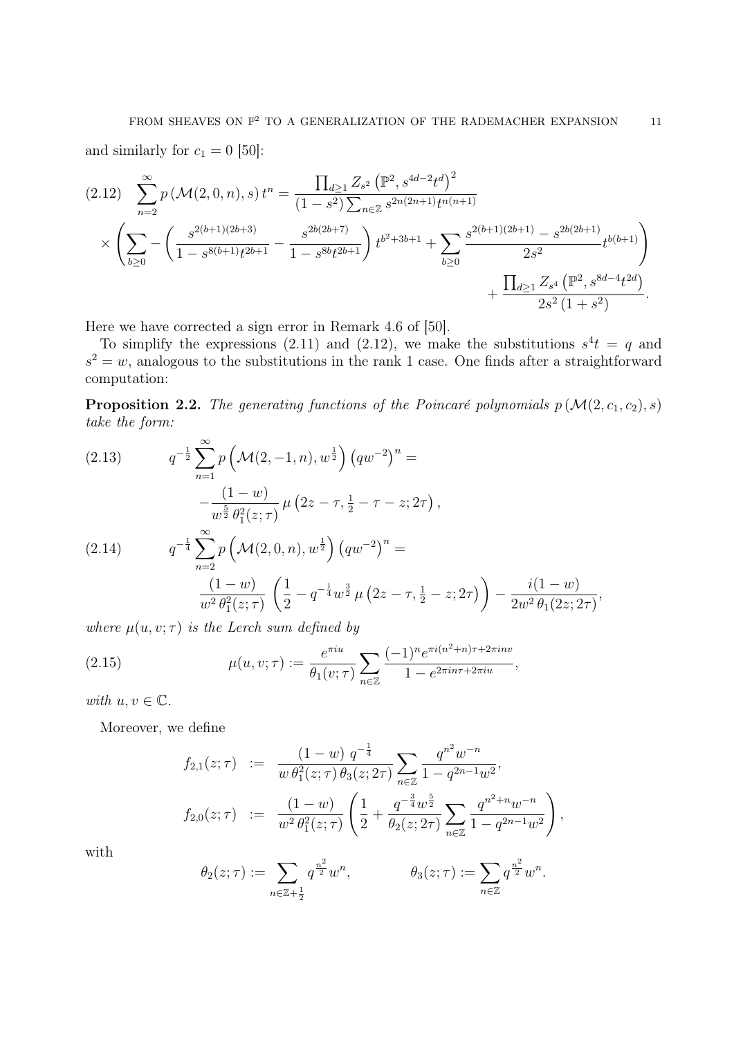and similarly for $c_1 = 0$ [50]:

$$
\begin{aligned}
(2.12)\quad \sum_{n=2}^{\infty} p\left(\mathcal{M}(2,0,n), s\right) t^n &= \frac{\prod_{d\geq 1} Z_{s^2}\left(\mathbb{P}^2, s^{4d-2}t^d\right)^2}{(1-s^2)\sum_{n\in\mathbb{Z}} s^{2n(2n+1)} t^{n(n+1)}} \\
&\times \left( \sum_{b\geq 0} - \left( \frac{s^{2(b+1)(2b+3)}}{1-s^{8(b+1)}t^{2b+1}} - \frac{s^{2b(2b+7)}}{1-s^{8b}t^{2b+1}} \right) t^{b^2+3b+1} + \sum_{b\geq 0} \frac{s^{2(b+1)(2b+1)} - s^{2b(2b+1)}}{2s^2} t^{b(b+1)} \right) \\
&\qquad + \frac{\prod_{d\geq 1} Z_{s^4}\left(\mathbb{P}^2, s^{8d-4}t^{2d}\right)}{2s^2\left(1+s^2\right)}.
\end{aligned}
$$

Here we have corrected a sign error in Remark 4.6 of [50].

To simplify the expressions (2.11) and (2.12), we make the substitutions $s^4 t = q$ and $s^2 = w$, analogous to the substitutions in the rank 1 case. One finds after a straightforward computation:

**Proposition 2.2.** *The generating functions of the Poincaré polynomials $p\left(\mathcal{M}(2,c_1,c_2), s\right)$ take the form:*

$$
(2.13)\qquad q^{-\frac{1}{2}} \sum_{n=1}^{\infty} p\left(\mathcal{M}(2,-1,n), w^{\frac{1}{2}}\right) \left(qw^{-2}\right)^n = -\frac{(1-w)}{w^{\frac{5}{2}}\,\theta_1^2(z;\tau)}\, \mu\left(2z-\tau, \tfrac{1}{2}-\tau-z; 2\tau\right),
$$

$$
(2.14)\qquad q^{-\frac{1}{4}} \sum_{n=2}^{\infty} p\left(\mathcal{M}(2,0,n), w^{\frac{1}{2}}\right) \left(qw^{-2}\right)^n = \frac{(1-w)}{w^2\,\theta_1^2(z;\tau)} \left( \frac{1}{2} - q^{-\frac{1}{4}} w^{\frac{3}{2}}\, \mu\left(2z-\tau, \tfrac{1}{2}-z; 2\tau\right) \right) - \frac{i(1-w)}{2w^2\,\theta_1(2z;2\tau)},
$$

*where $\mu(u,v;\tau)$ is the Lerch sum defined by*

$$
(2.15)\qquad \mu(u,v;\tau) := \frac{e^{\pi i u}}{\theta_1(v;\tau)} \sum_{n\in\mathbb{Z}} \frac{(-1)^n e^{\pi i (n^2+n)\tau + 2\pi i n v}}{1 - e^{2\pi i n \tau + 2\pi i u}},
$$

*with $u, v \in \mathbb{C}$.*

Moreover, we define

$$
\begin{aligned}
f_{2,1}(z;\tau) &:= \frac{(1-w)\, q^{-\frac{1}{4}}}{w\,\theta_1^2(z;\tau)\,\theta_3(z;2\tau)} \sum_{n\in\mathbb{Z}} \frac{q^{n^2} w^{-n}}{1 - q^{2n-1}w^2}, \\
f_{2,0}(z;\tau) &:= \frac{(1-w)}{w^2\,\theta_1^2(z;\tau)} \left( \frac{1}{2} + \frac{q^{-\frac{3}{4}} w^{\frac{5}{2}}}{\theta_2(z;2\tau)} \sum_{n\in\mathbb{Z}} \frac{q^{n^2+n} w^{-n}}{1 - q^{2n-1}w^2} \right),
\end{aligned}
$$

with

$$
\theta_2(z;\tau) := \sum_{n\in\mathbb{Z}+\frac{1}{2}} q^{\frac{n^2}{2}} w^n, \qquad \theta_3(z;\tau) := \sum_{n\in\mathbb{Z}} q^{\frac{n^2}{2}} w^n.
$$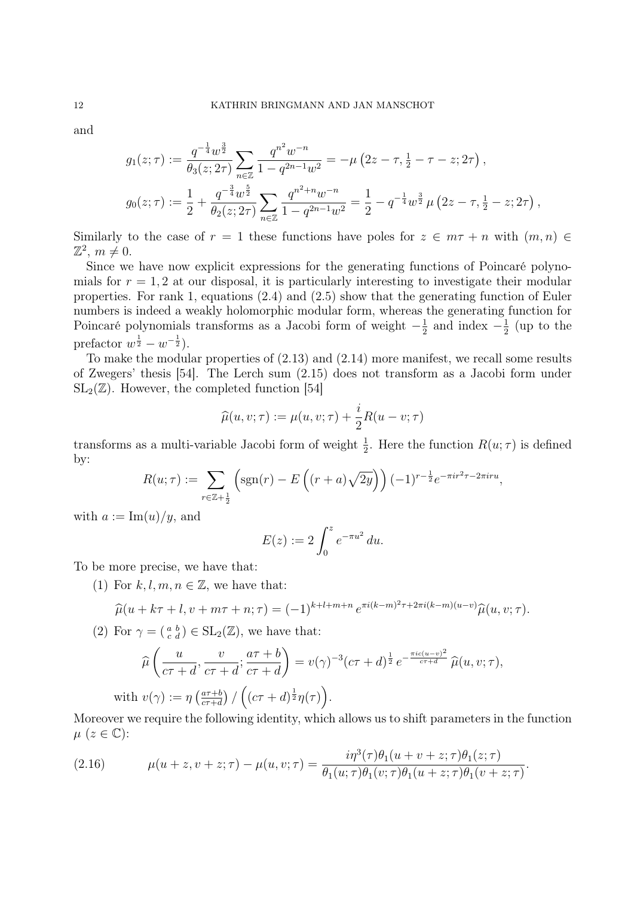and

$$g_1(z;\tau) := \frac{q^{-\frac{1}{4}} w^{\frac{3}{2}}}{\theta_3(z;2\tau)} \sum_{n\in\mathbb{Z}} \frac{q^{n^2} w^{-n}}{1-q^{2n-1}w^2} = -\mu\left(2z-\tau, \tfrac{1}{2}-\tau-z; 2\tau\right),$$

$$g_0(z;\tau) := \frac{1}{2} + \frac{q^{-\frac{3}{4}} w^{\frac{5}{2}}}{\theta_2(z;2\tau)} \sum_{n\in\mathbb{Z}} \frac{q^{n^2+n} w^{-n}}{1-q^{2n-1}w^2} = \frac{1}{2} - q^{-\frac{1}{4}} w^{\frac{3}{2}} \mu\left(2z-\tau, \tfrac{1}{2}-z; 2\tau\right),$$

Similarly to the case of $r=1$ these functions have poles for $z \in m\tau + n$ with $(m,n) \in \mathbb{Z}^2$, $m \neq 0$.

Since we have now explicit expressions for the generating functions of Poincaré polynomials for $r = 1, 2$ at our disposal, it is particularly interesting to investigate their modular properties. For rank 1, equations (2.4) and (2.5) show that the generating function of Euler numbers is indeed a weakly holomorphic modular form, whereas the generating function for Poincaré polynomials transforms as a Jacobi form of weight $-\frac{1}{2}$ and index $-\frac{1}{2}$ (up to the prefactor $w^{\frac{1}{2}} - w^{-\frac{1}{2}}$).

To make the modular properties of (2.13) and (2.14) more manifest, we recall some results of Zwegers' thesis [54]. The Lerch sum (2.15) does not transform as a Jacobi form under $\mathrm{SL}_2(\mathbb{Z})$. However, the completed function [54]

$$\widehat{\mu}(u,v;\tau) := \mu(u,v;\tau) + \frac{i}{2} R(u-v;\tau)$$

transforms as a multi-variable Jacobi form of weight $\frac{1}{2}$. Here the function $R(u;\tau)$ is defined by:

$$R(u;\tau) := \sum_{r\in\mathbb{Z}+\frac{1}{2}} \left(\mathrm{sgn}(r) - E\left((r+a)\sqrt{2y}\right)\right)(-1)^{r-\frac{1}{2}} e^{-\pi i r^2\tau - 2\pi i r u},$$

with $a := \mathrm{Im}(u)/y$, and

$$E(z) := 2\int_0^z e^{-\pi u^2}\, du.$$

To be more precise, we have that:

(1) For $k, l, m, n \in \mathbb{Z}$, we have that:

$$\widehat{\mu}(u + k\tau + l, v + m\tau + n; \tau) = (-1)^{k+l+m+n} e^{\pi i (k-m)^2\tau + 2\pi i (k-m)(u-v)} \widehat{\mu}(u,v;\tau).$$

(2) For $\gamma = \left(\begin{smallmatrix} a & b \\ c & d \end{smallmatrix}\right) \in \mathrm{SL}_2(\mathbb{Z})$, we have that:

$$\widehat{\mu}\left(\frac{u}{c\tau+d}, \frac{v}{c\tau+d}; \frac{a\tau+b}{c\tau+d}\right) = v(\gamma)^{-3} (c\tau+d)^{\frac{1}{2}} e^{-\frac{\pi i c(u-v)^2}{c\tau+d}} \widehat{\mu}(u,v;\tau),$$

with $v(\gamma) := \eta\left(\frac{a\tau+b}{c\tau+d}\right) / \left((c\tau+d)^{\frac{1}{2}}\eta(\tau)\right)$.

Moreover we require the following identity, which allows us to shift parameters in the function $\mu$ ($z \in \mathbb{C}$):

$$\mu(u+z, v+z;\tau) - \mu(u,v;\tau) = \frac{i\eta^3(\tau)\theta_1(u+v+z;\tau)\theta_1(z;\tau)}{\theta_1(u;\tau)\theta_1(v;\tau)\theta_1(u+z;\tau)\theta_1(v+z;\tau)}. \tag{2.16}$$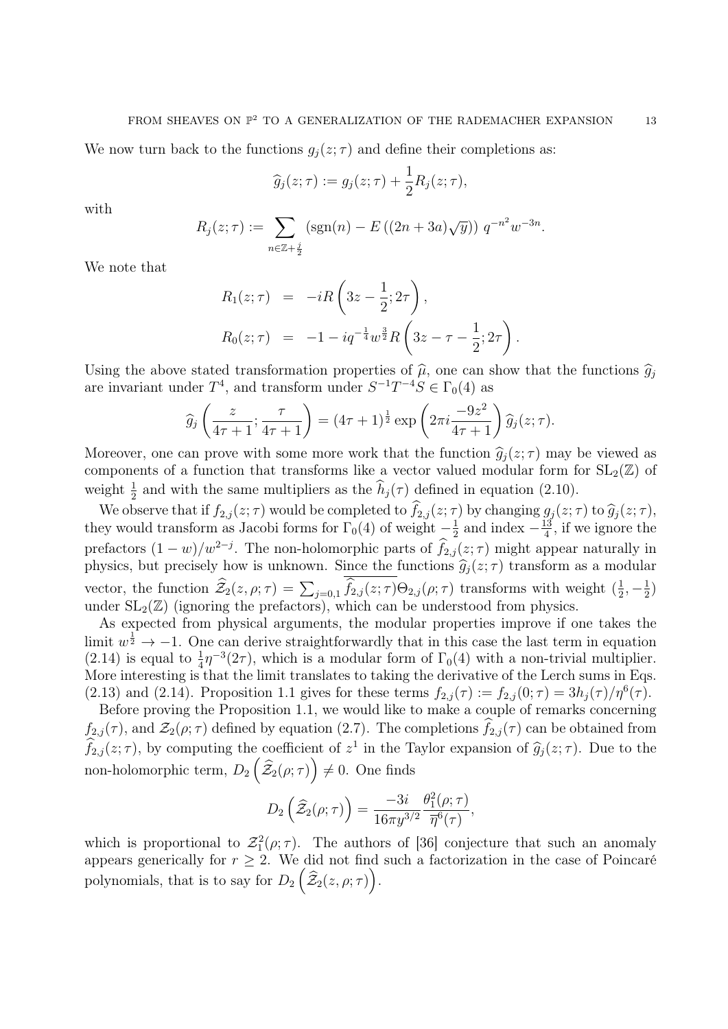We now turn back to the functions $g_j(z;\tau)$ and define their completions as:

$$\widehat{g}_j(z;\tau) := g_j(z;\tau) + \frac{1}{2}R_j(z;\tau),$$

with

$$R_j(z;\tau) := \sum_{n\in\mathbb{Z}+\frac{j}{2}} \left(\mathrm{sgn}(n) - E\left((2n+3a)\sqrt{y}\right)\right) q^{-n^2}w^{-3n}.$$

We note that

$$\begin{aligned} R_1(z;\tau) &= -iR\left(3z-\frac{1}{2};2\tau\right), \\ R_0(z;\tau) &= -1 - iq^{-\frac{1}{4}}w^{\frac{3}{2}}R\left(3z-\tau-\frac{1}{2};2\tau\right). \end{aligned}$$

Using the above stated transformation properties of $\widehat{\mu}$, one can show that the functions $\widehat{g}_j$ are invariant under $T^4$, and transform under $S^{-1}T^{-4}S \in \Gamma_0(4)$ as

$$\widehat{g}_j\left(\frac{z}{4\tau+1};\frac{\tau}{4\tau+1}\right) = (4\tau+1)^{\frac{1}{2}}\exp\left(2\pi i\frac{-9z^2}{4\tau+1}\right)\widehat{g}_j(z;\tau).$$

Moreover, one can prove with some more work that the function $\widehat{g}_j(z;\tau)$ may be viewed as components of a function that transforms like a vector valued modular form for $\mathrm{SL}_2(\mathbb{Z})$ of weight $\frac{1}{2}$ and with the same multipliers as the $\widehat{h}_j(\tau)$ defined in equation (2.10).

We observe that if $f_{2,j}(z;\tau)$ would be completed to $\widehat{f}_{2,j}(z;\tau)$ by changing $g_j(z;\tau)$ to $\widehat{g}_j(z;\tau)$, they would transform as Jacobi forms for $\Gamma_0(4)$ of weight $-\frac{1}{2}$ and index $-\frac{13}{4}$, if we ignore the prefactors $(1-w)/w^{2-j}$. The non-holomorphic parts of $\widehat{f}_{2,j}(z;\tau)$ might appear naturally in physics, but precisely how is unknown. Since the functions $\widehat{g}_j(z;\tau)$ transform as a modular vector, the function $\widehat{\mathcal{Z}}_2(z,\rho;\tau) = \sum_{j=0,1}\overline{\widehat{f}_{2,j}(z;\tau)}\Theta_{2,j}(\rho;\tau)$ transforms with weight $(\frac{1}{2},-\frac{1}{2})$ under $\mathrm{SL}_2(\mathbb{Z})$ (ignoring the prefactors), which can be understood from physics.

As expected from physical arguments, the modular properties improve if one takes the limit $w^{\frac{1}{2}} \to -1$. One can derive straightforwardly that in this case the last term in equation (2.14) is equal to $\frac{1}{4}\eta^{-3}(2\tau)$, which is a modular form of $\Gamma_0(4)$ with a non-trivial multiplier. More interesting is that the limit translates to taking the derivative of the Lerch sums in Eqs. (2.13) and (2.14). Proposition 1.1 gives for these terms $f_{2,j}(\tau) := f_{2,j}(0;\tau) = 3h_j(\tau)/\eta^6(\tau)$.

Before proving the Proposition 1.1, we would like to make a couple of remarks concerning $f_{2,j}(\tau)$, and $\mathcal{Z}_2(\rho;\tau)$ defined by equation (2.7). The completions $\widehat{f}_{2,j}(\tau)$ can be obtained from $\widehat{f}_{2,j}(z;\tau)$, by computing the coefficient of $z^1$ in the Taylor expansion of $\widehat{g}_j(z;\tau)$. Due to the non-holomorphic term, $D_2\left(\widehat{\mathcal{Z}}_2(\rho;\tau)\right) \neq 0$. One finds

$$D_2\left(\widehat{\mathcal{Z}}_2(\rho;\tau)\right) = \frac{-3i}{16\pi y^{3/2}}\frac{\theta_1^2(\rho;\tau)}{\overline{\eta}^6(\tau)},$$

which is proportional to $\mathcal{Z}_1^2(\rho;\tau)$. The authors of [36] conjecture that such an anomaly appears generically for $r \geq 2$. We did not find such a factorization in the case of Poincaré polynomials, that is to say for $D_2\left(\widehat{\mathcal{Z}}_2(z,\rho;\tau)\right)$.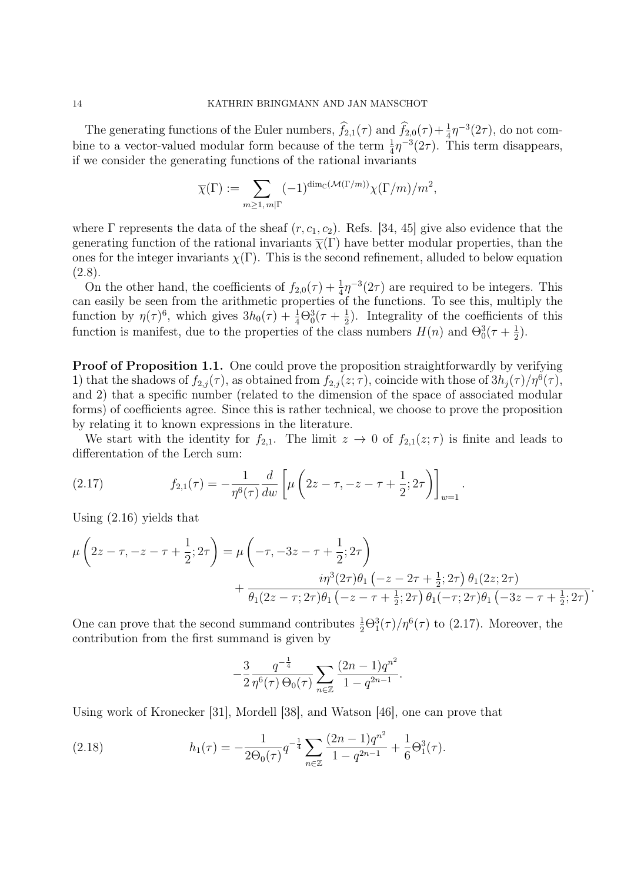The generating functions of the Euler numbers, $\widehat{f}_{2,1}(\tau)$ and $\widehat{f}_{2,0}(\tau)+\frac{1}{4}\eta^{-3}(2\tau)$, do not combine to a vector-valued modular form because of the term $\frac{1}{4}\eta^{-3}(2\tau)$. This term disappears, if we consider the generating functions of the rational invariants

$$\overline{\chi}(\Gamma) := \sum_{m\geq 1,\, m|\Gamma} (-1)^{\dim_{\mathbb{C}}(\mathcal{M}(\Gamma/m))}\chi(\Gamma/m)/m^2,$$

where $\Gamma$ represents the data of the sheaf $(r, c_1, c_2)$. Refs. [34, 45] give also evidence that the generating function of the rational invariants $\overline{\chi}(\Gamma)$ have better modular properties, than the ones for the integer invariants $\chi(\Gamma)$. This is the second refinement, alluded to below equation (2.8).

On the other hand, the coefficients of $f_{2,0}(\tau)+\frac{1}{4}\eta^{-3}(2\tau)$ are required to be integers. This can easily be seen from the arithmetic properties of the functions. To see this, multiply the function by $\eta(\tau)^6$, which gives $3h_0(\tau)+\frac{1}{4}\Theta_0^3(\tau+\frac{1}{2})$. Integrality of the coefficients of this function is manifest, due to the properties of the class numbers $H(n)$ and $\Theta_0^3(\tau+\frac{1}{2})$.

**Proof of Proposition 1.1.** One could prove the proposition straightforwardly by verifying 1) that the shadows of $f_{2,j}(\tau)$, as obtained from $f_{2,j}(z;\tau)$, coincide with those of $3h_j(\tau)/\eta^6(\tau)$, and 2) that a specific number (related to the dimension of the space of associated modular forms) of coefficients agree. Since this is rather technical, we choose to prove the proposition by relating it to known expressions in the literature.

We start with the identity for $f_{2,1}$. The limit $z\to 0$ of $f_{2,1}(z;\tau)$ is finite and leads to differentation of the Lerch sum:

$$f_{2,1}(\tau) = -\frac{1}{\eta^6(\tau)}\frac{d}{dw}\left[\mu\left(2z-\tau,-z-\tau+\frac{1}{2};2\tau\right)\right]_{w=1}. \tag{2.17}$$

Using (2.16) yields that

$$\mu\left(2z-\tau,-z-\tau+\frac{1}{2};2\tau\right) = \mu\left(-\tau,-3z-\tau+\frac{1}{2};2\tau\right) + \frac{i\eta^3(2\tau)\theta_1\left(-z-2\tau+\frac{1}{2};2\tau\right)\theta_1(2z;2\tau)}{\theta_1(2z-\tau;2\tau)\theta_1\left(-z-\tau+\frac{1}{2};2\tau\right)\theta_1(-\tau;2\tau)\theta_1\left(-3z-\tau+\frac{1}{2};2\tau\right)}.$$

One can prove that the second summand contributes $\frac{1}{2}\Theta_1^3(\tau)/\eta^6(\tau)$ to (2.17). Moreover, the contribution from the first summand is given by

$$-\frac{3}{2}\frac{q^{-\frac{1}{4}}}{\eta^6(\tau)\,\Theta_0(\tau)}\sum_{n\in\mathbb{Z}}\frac{(2n-1)q^{n^2}}{1-q^{2n-1}}.$$

Using work of Kronecker [31], Mordell [38], and Watson [46], one can prove that

$$h_1(\tau) = -\frac{1}{2\Theta_0(\tau)}q^{-\frac{1}{4}}\sum_{n\in\mathbb{Z}}\frac{(2n-1)q^{n^2}}{1-q^{2n-1}}+\frac{1}{6}\Theta_1^3(\tau). \tag{2.18}$$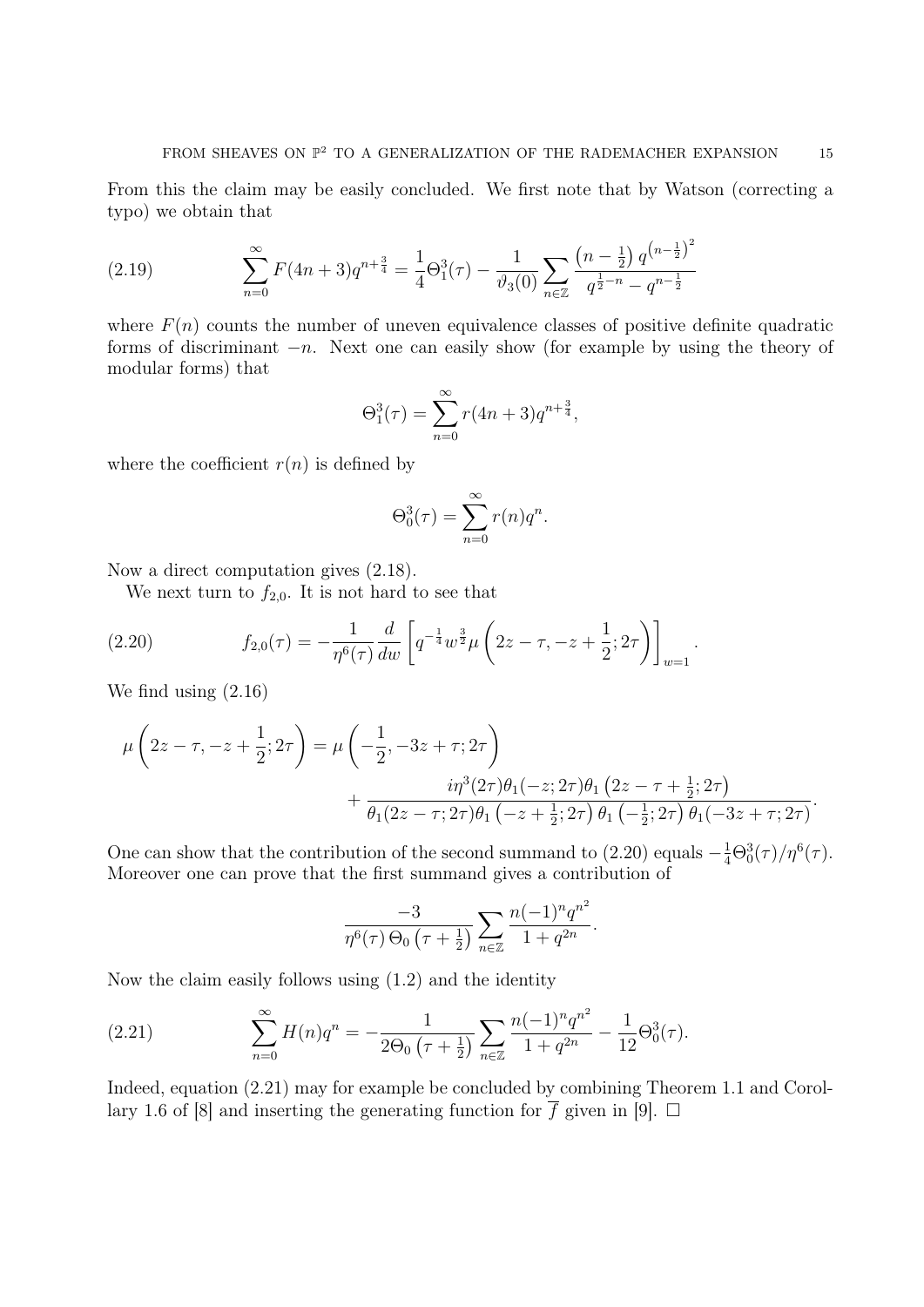From this the claim may be easily concluded. We first note that by Watson (correcting a typo) we obtain that

$$\sum_{n=0}^{\infty} F(4n+3)q^{n+\frac{3}{4}} = \frac{1}{4}\Theta_1^3(\tau) - \frac{1}{\vartheta_3(0)} \sum_{n\in\mathbb{Z}} \frac{\left(n-\frac{1}{2}\right) q^{\left(n-\frac{1}{2}\right)^2}}{q^{\frac{1}{2}-n} - q^{n-\frac{1}{2}}} \tag{2.19}$$

where $F(n)$ counts the number of uneven equivalence classes of positive definite quadratic forms of discriminant $-n$. Next one can easily show (for example by using the theory of modular forms) that

$$\Theta_1^3(\tau) = \sum_{n=0}^{\infty} r(4n+3)q^{n+\frac{3}{4}},$$

where the coefficient $r(n)$ is defined by

$$\Theta_0^3(\tau) = \sum_{n=0}^{\infty} r(n)q^n.$$

Now a direct computation gives (2.18).

We next turn to $f_{2,0}$. It is not hard to see that

$$f_{2,0}(\tau) = -\frac{1}{\eta^6(\tau)} \frac{d}{dw} \left[ q^{-\frac{1}{4}} w^{\frac{3}{2}} \mu \left( 2z - \tau, -z + \frac{1}{2}; 2\tau \right) \right]_{w=1}. \tag{2.20}$$

We find using (2.16)

$$\mu\left(2z-\tau, -z+\frac{1}{2}; 2\tau\right) = \mu\left(-\frac{1}{2}, -3z+\tau; 2\tau\right) + \frac{i\eta^3(2\tau)\theta_1(-z;2\tau)\theta_1\left(2z-\tau+\frac{1}{2};2\tau\right)}{\theta_1(2z-\tau;2\tau)\theta_1\left(-z+\frac{1}{2};2\tau\right)\theta_1\left(-\frac{1}{2};2\tau\right)\theta_1(-3z+\tau;2\tau)}.$$

One can show that the contribution of the second summand to (2.20) equals $-\frac{1}{4}\Theta_0^3(\tau)/\eta^6(\tau)$. Moreover one can prove that the first summand gives a contribution of

$$\frac{-3}{\eta^6(\tau)\,\Theta_0\left(\tau+\frac{1}{2}\right)} \sum_{n\in\mathbb{Z}} \frac{n(-1)^n q^{n^2}}{1+q^{2n}}.$$

Now the claim easily follows using (1.2) and the identity

$$\sum_{n=0}^{\infty} H(n)q^n = -\frac{1}{2\Theta_0\left(\tau+\frac{1}{2}\right)} \sum_{n\in\mathbb{Z}} \frac{n(-1)^n q^{n^2}}{1+q^{2n}} - \frac{1}{12}\Theta_0^3(\tau). \tag{2.21}$$

Indeed, equation (2.21) may for example be concluded by combining Theorem 1.1 and Corollary 1.6 of [8] and inserting the generating function for $\overline{f}$ given in [9]. $\square$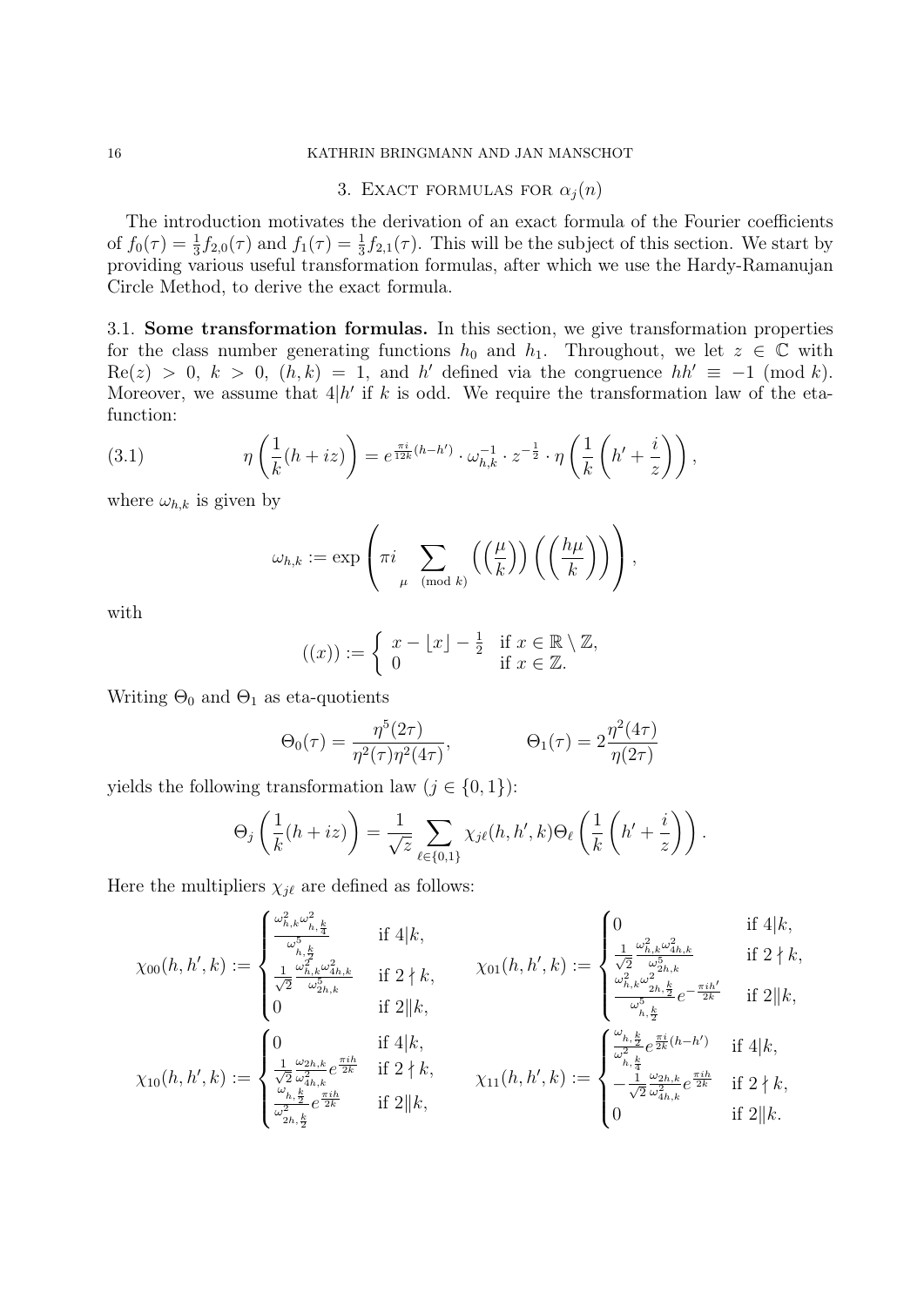## 3. Exact formulas for $\alpha_j(n)$

The introduction motivates the derivation of an exact formula of the Fourier coefficients of $f_0(\tau) = \frac{1}{3} f_{2,0}(\tau)$ and $f_1(\tau) = \frac{1}{3} f_{2,1}(\tau)$. This will be the subject of this section. We start by providing various useful transformation formulas, after which we use the Hardy-Ramanujan Circle Method, to derive the exact formula.

### 3.1. Some transformation formulas.

In this section, we give transformation properties for the class number generating functions $h_0$ and $h_1$. Throughout, we let $z \in \mathbb{C}$ with $\mathrm{Re}(z) > 0$, $k > 0$, $(h,k) = 1$, and $h'$ defined via the congruence $hh' \equiv -1 \pmod{k}$. Moreover, we assume that $4|h'$ if $k$ is odd. We require the transformation law of the eta-function:

$$\eta\left(\frac{1}{k}(h+iz)\right) = e^{\frac{\pi i}{12k}(h-h')} \cdot \omega_{h,k}^{-1} \cdot z^{-\frac{1}{2}} \cdot \eta\left(\frac{1}{k}\left(h' + \frac{i}{z}\right)\right), \tag{3.1}$$

where $\omega_{h,k}$ is given by

$$\omega_{h,k} := \exp\left(\pi i \sum_{\mu \pmod{k}} \left(\left(\frac{\mu}{k}\right)\right)\left(\left(\frac{h\mu}{k}\right)\right)\right),$$

with

$$((x)) := \begin{cases} x - \lfloor x \rfloor - \frac{1}{2} & \text{if } x \in \mathbb{R} \setminus \mathbb{Z}, \\ 0 & \text{if } x \in \mathbb{Z}. \end{cases}$$

Writing $\Theta_0$ and $\Theta_1$ as eta-quotients

$$\Theta_0(\tau) = \frac{\eta^5(2\tau)}{\eta^2(\tau)\eta^2(4\tau)}, \qquad \Theta_1(\tau) = 2\frac{\eta^2(4\tau)}{\eta(2\tau)}$$

yields the following transformation law ($j \in \{0,1\}$):

$$\Theta_j\left(\frac{1}{k}(h+iz)\right) = \frac{1}{\sqrt{z}} \sum_{\ell \in \{0,1\}} \chi_{j\ell}(h,h',k)\Theta_\ell\left(\frac{1}{k}\left(h' + \frac{i}{z}\right)\right).$$

Here the multipliers $\chi_{j\ell}$ are defined as follows:

$$\chi_{00}(h,h',k) := \begin{cases} \frac{\omega_{h,k}^2 \omega_{h,\frac{k}{4}}^2}{\omega_{h,\frac{k}{2}}^5} & \text{if } 4|k, \\ \frac{1}{\sqrt{2}} \frac{\omega_{h,k}^2 \omega_{4h,k}^2}{\omega_{2h,k}^5} & \text{if } 2 \nmid k, \\ 0 & \text{if } 2\|k, \end{cases} \qquad \chi_{01}(h,h',k) := \begin{cases} 0 & \text{if } 4|k, \\ \frac{1}{\sqrt{2}} \frac{\omega_{h,k}^2 \omega_{4h,k}^2}{\omega_{2h,k}^5} & \text{if } 2 \nmid k, \\ \frac{\omega_{h,k}^2 \omega_{2h,\frac{k}{2}}^2}{\omega_{h,\frac{k}{2}}^5} e^{-\frac{\pi i h'}{2k}} & \text{if } 2\|k, \end{cases}$$

$$\chi_{10}(h,h',k) := \begin{cases} 0 & \text{if } 4|k, \\ \frac{1}{\sqrt{2}} \frac{\omega_{2h,k}}{\omega_{4h,k}^2} e^{\frac{\pi i h}{2k}} & \text{if } 2 \nmid k, \\ \frac{\omega_{h,\frac{k}{2}}}{\omega_{2h,\frac{k}{2}}^2} e^{\frac{\pi i h}{2k}} & \text{if } 2\|k, \end{cases} \qquad \chi_{11}(h,h',k) := \begin{cases} \frac{\omega_{h,\frac{k}{2}}}{\omega_{h,\frac{k}{4}}^2} e^{\frac{\pi i}{2k}(h-h')} & \text{if } 4|k, \\ -\frac{1}{\sqrt{2}} \frac{\omega_{2h,k}}{\omega_{4h,k}^2} e^{\frac{\pi i h}{2k}} & \text{if } 2 \nmid k, \\ 0 & \text{if } 2\|k. \end{cases}$$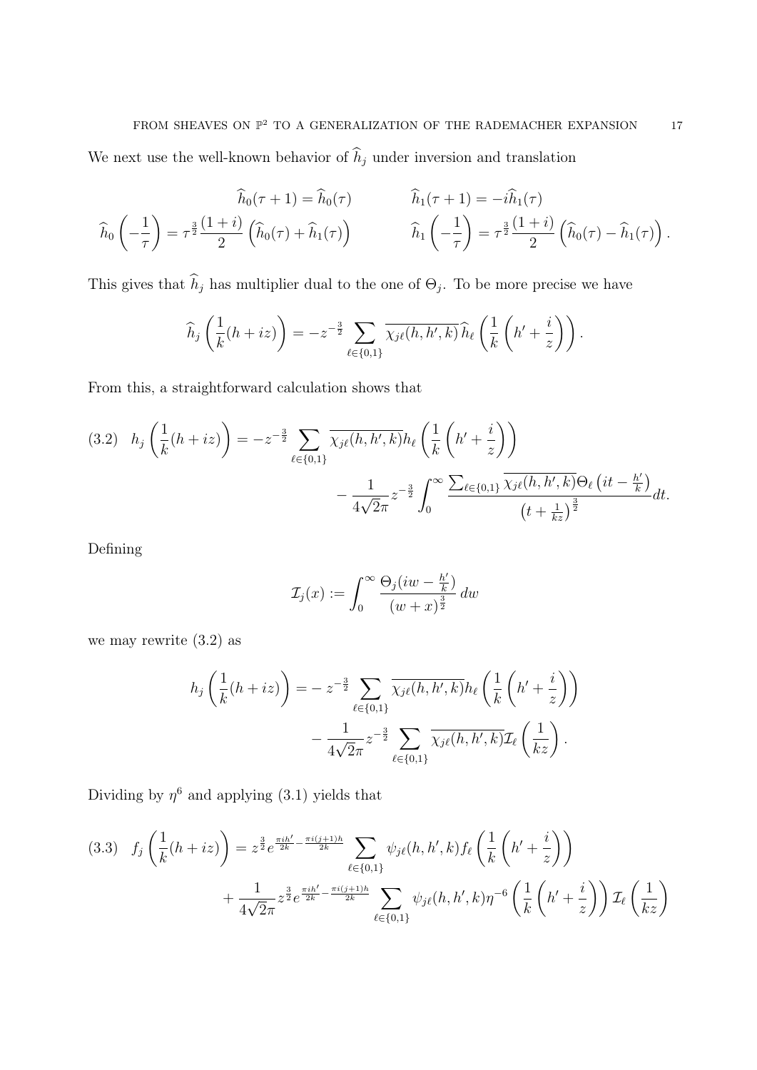We next use the well-known behavior of $\widehat{h}_j$ under inversion and translation

$$\widehat{h}_0(\tau+1) = \widehat{h}_0(\tau) \qquad\qquad \widehat{h}_1(\tau+1) = -i\widehat{h}_1(\tau)$$

$$\widehat{h}_0\left(-\frac{1}{\tau}\right) = \tau^{\frac{3}{2}}\frac{(1+i)}{2}\left(\widehat{h}_0(\tau)+\widehat{h}_1(\tau)\right) \qquad\qquad \widehat{h}_1\left(-\frac{1}{\tau}\right) = \tau^{\frac{3}{2}}\frac{(1+i)}{2}\left(\widehat{h}_0(\tau)-\widehat{h}_1(\tau)\right).$$

This gives that $\widehat{h}_j$ has multiplier dual to the one of $\Theta_j$. To be more precise we have

$$\widehat{h}_j\left(\frac{1}{k}(h+iz)\right) = -z^{-\frac{3}{2}}\sum_{\ell\in\{0,1\}}\overline{\chi_{j\ell}(h,h',k)}\,\widehat{h}_\ell\left(\frac{1}{k}\left(h'+\frac{i}{z}\right)\right).$$

From this, a straightforward calculation shows that

$$\begin{aligned}(3.2)\quad h_j\left(\frac{1}{k}(h+iz)\right) = &-z^{-\frac{3}{2}}\sum_{\ell\in\{0,1\}}\overline{\chi_{j\ell}(h,h',k)}h_\ell\left(\frac{1}{k}\left(h'+\frac{i}{z}\right)\right)\\ &-\frac{1}{4\sqrt{2}\pi}z^{-\frac{3}{2}}\int_0^\infty\frac{\sum_{\ell\in\{0,1\}}\overline{\chi_{j\ell}(h,h',k)}\Theta_\ell\left(it-\frac{h'}{k}\right)}{\left(t+\frac{1}{kz}\right)^{\frac{3}{2}}}dt.\end{aligned}$$

Defining

$$\mathcal{I}_j(x) := \int_0^\infty\frac{\Theta_j(iw-\frac{h'}{k})}{(w+x)^{\frac{3}{2}}}\,dw$$

we may rewrite (3.2) as

$$\begin{aligned}h_j\left(\frac{1}{k}(h+iz)\right) = &-z^{-\frac{3}{2}}\sum_{\ell\in\{0,1\}}\overline{\chi_{j\ell}(h,h',k)}h_\ell\left(\frac{1}{k}\left(h'+\frac{i}{z}\right)\right)\\ &-\frac{1}{4\sqrt{2}\pi}z^{-\frac{3}{2}}\sum_{\ell\in\{0,1\}}\overline{\chi_{j\ell}(h,h',k)}\mathcal{I}_\ell\left(\frac{1}{kz}\right).\end{aligned}$$

Dividing by $\eta^6$ and applying (3.1) yields that

$$\begin{aligned}(3.3)\quad f_j\left(\frac{1}{k}(h+iz)\right) = &\, z^{\frac{3}{2}}e^{\frac{\pi i h'}{2k}-\frac{\pi i(j+1)h}{2k}}\sum_{\ell\in\{0,1\}}\psi_{j\ell}(h,h',k)f_\ell\left(\frac{1}{k}\left(h'+\frac{i}{z}\right)\right)\\ &+\frac{1}{4\sqrt{2}\pi}z^{\frac{3}{2}}e^{\frac{\pi i h'}{2k}-\frac{\pi i(j+1)h}{2k}}\sum_{\ell\in\{0,1\}}\psi_{j\ell}(h,h',k)\eta^{-6}\left(\frac{1}{k}\left(h'+\frac{i}{z}\right)\right)\mathcal{I}_\ell\left(\frac{1}{kz}\right)\end{aligned}$$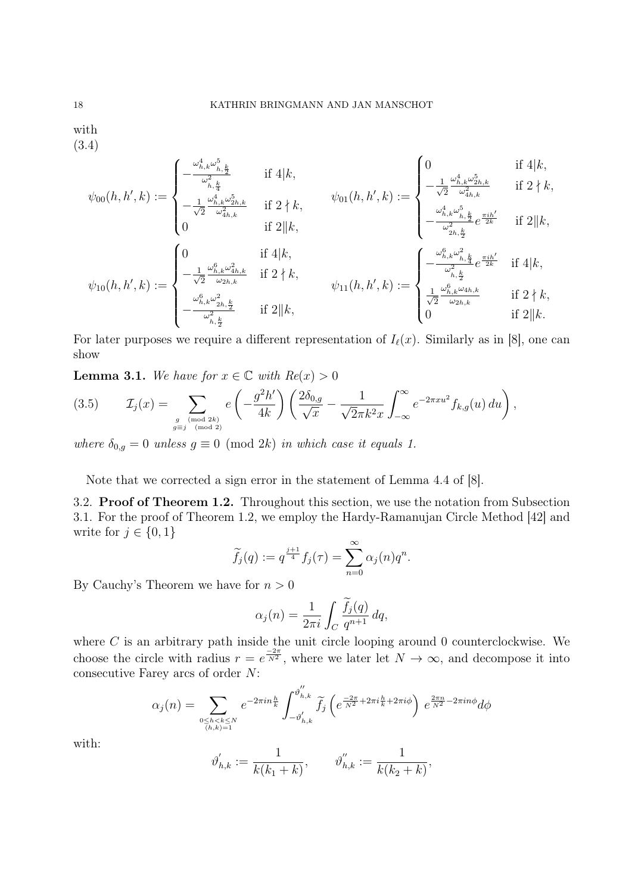with
(3.4)

$$\psi_{00}(h,h',k) := \begin{cases} -\frac{\omega_{h,k}^4 \omega_{h,\frac{k}{2}}^5}{\omega_{h,\frac{k}{4}}^2} & \text{if } 4|k, \\ -\frac{1}{\sqrt{2}} \frac{\omega_{h,k}^4 \omega_{2h,k}^5}{\omega_{4h,k}^2} & \text{if } 2\nmid k, \\ 0 & \text{if } 2\|k, \end{cases} \qquad \psi_{01}(h,h',k) := \begin{cases} 0 & \text{if } 4|k, \\ -\frac{1}{\sqrt{2}} \frac{\omega_{h,k}^4 \omega_{2h,k}^5}{\omega_{4h,k}^2} & \text{if } 2\nmid k, \\ -\frac{\omega_{h,k}^4 \omega_{h,\frac{k}{2}}^5}{\omega_{2h,\frac{k}{2}}^2} e^{\frac{\pi i h'}{2k}} & \text{if } 2\|k, \end{cases}$$

$$\psi_{10}(h,h',k) := \begin{cases} 0 & \text{if } 4|k, \\ -\frac{1}{\sqrt{2}} \frac{\omega_{h,k}^6 \omega_{4h,k}^2}{\omega_{2h,k}} & \text{if } 2\nmid k, \\ -\frac{\omega_{h,k}^6 \omega_{2h,\frac{k}{2}}^2}{\omega_{h,\frac{k}{2}}^2} & \text{if } 2\|k, \end{cases} \qquad \psi_{11}(h,h',k) := \begin{cases} -\frac{\omega_{h,k}^6 \omega_{h,\frac{k}{4}}^2}{\omega_{h,\frac{k}{2}}^2} e^{\frac{\pi i h'}{2k}} & \text{if } 4|k, \\ \frac{1}{\sqrt{2}} \frac{\omega_{h,k}^6 \omega_{4h,k}}{\omega_{2h,k}} & \text{if } 2\nmid k, \\ 0 & \text{if } 2\|k. \end{cases}$$

For later purposes we require a different representation of $I_\ell(x)$. Similarly as in [8], one can show

**Lemma 3.1.** *We have for $x \in \mathbb{C}$ with $Re(x) > 0$*

$$\mathcal{I}_j(x) = \sum_{\substack{g \pmod{2k} \\ g \equiv j \pmod 2}} e\left(-\frac{g^2 h'}{4k}\right) \left(\frac{2\delta_{0,g}}{\sqrt{x}} - \frac{1}{\sqrt{2}\pi k^2 x} \int_{-\infty}^{\infty} e^{-2\pi x u^2} f_{k,g}(u)\, du\right), \tag{3.5}$$

*where $\delta_{0,g} = 0$ unless $g \equiv 0 \pmod{2k}$ in which case it equals 1.*

Note that we corrected a sign error in the statement of Lemma 4.4 of [8].

### 3.2. Proof of Theorem 1.2.

Throughout this section, we use the notation from Subsection 3.1. For the proof of Theorem 1.2, we employ the Hardy-Ramanujan Circle Method [42] and write for $j \in \{0,1\}$

$$\widetilde{f}_j(q) := q^{\frac{j+1}{4}} f_j(\tau) = \sum_{n=0}^{\infty} \alpha_j(n) q^n.$$

By Cauchy's Theorem we have for $n > 0$

$$\alpha_j(n) = \frac{1}{2\pi i} \int_C \frac{\widetilde{f}_j(q)}{q^{n+1}}\, dq,$$

where $C$ is an arbitrary path inside the unit circle looping around 0 counterclockwise. We choose the circle with radius $r = e^{\frac{-2\pi}{N^2}}$, where we later let $N \to \infty$, and decompose it into consecutive Farey arcs of order $N$:

$$\alpha_j(n) = \sum_{\substack{0 \le h < k \le N \\ (h,k)=1}} e^{-2\pi i n \frac{h}{k}} \int_{-\vartheta'_{h,k}}^{\vartheta''_{h,k}} \widetilde{f}_j\left(e^{\frac{-2\pi}{N^2} + 2\pi i \frac{h}{k} + 2\pi i \phi}\right) e^{\frac{2\pi n}{N^2} - 2\pi i n \phi} d\phi$$

with:

$$\vartheta'_{h,k} := \frac{1}{k(k_1 + k)}, \qquad \vartheta''_{h,k} := \frac{1}{k(k_2 + k)},$$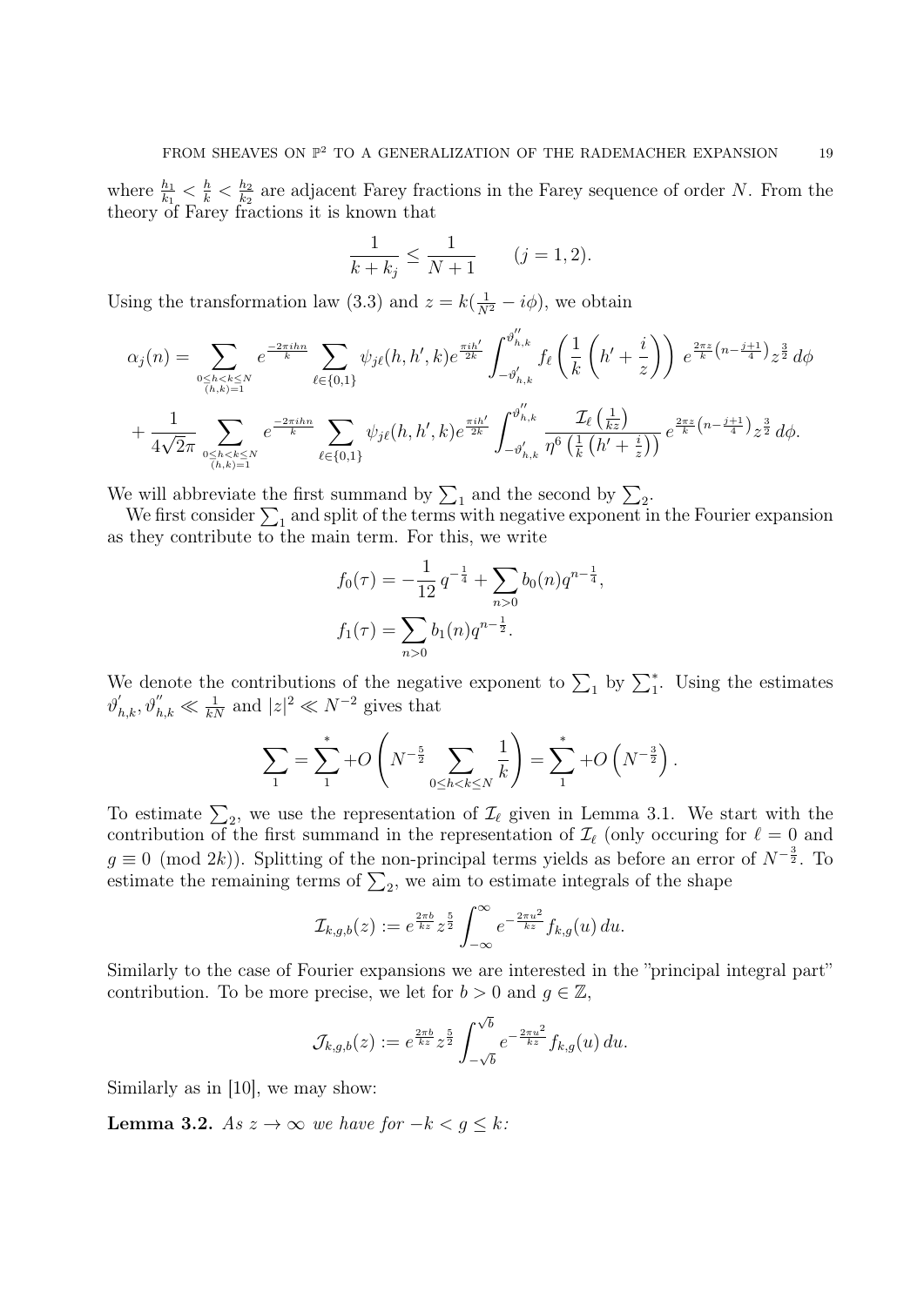where $\frac{h_1}{k_1} < \frac{h}{k} < \frac{h_2}{k_2}$ are adjacent Farey fractions in the Farey sequence of order $N$. From the theory of Farey fractions it is known that

$$\frac{1}{k+k_j} \leq \frac{1}{N+1} \qquad (j=1,2).$$

Using the transformation law (3.3) and $z = k(\frac{1}{N^2} - i\phi)$, we obtain

$$\alpha_j(n) = \sum_{\substack{0 \leq h < k \leq N \\ (h,k)=1}} e^{\frac{-2\pi i h n}{k}} \sum_{\ell \in \{0,1\}} \psi_{j\ell}(h,h',k) e^{\frac{\pi i h'}{2k}} \int_{-\vartheta'_{h,k}}^{\vartheta''_{h,k}} f_\ell\left(\frac{1}{k}\left(h' + \frac{i}{z}\right)\right) e^{\frac{2\pi z}{k}\left(n - \frac{j+1}{4}\right)} z^{\frac{3}{2}}\, d\phi$$

$$+ \frac{1}{4\sqrt{2}\pi} \sum_{\substack{0 \leq h < k \leq N \\ (h,k)=1}} e^{\frac{-2\pi i h n}{k}} \sum_{\ell \in \{0,1\}} \psi_{j\ell}(h,h',k) e^{\frac{\pi i h'}{2k}} \int_{-\vartheta'_{h,k}}^{\vartheta''_{h,k}} \frac{\mathcal{I}_\ell\left(\frac{1}{kz}\right)}{\eta^6\left(\frac{1}{k}\left(h' + \frac{i}{z}\right)\right)} e^{\frac{2\pi z}{k}\left(n - \frac{j+1}{4}\right)} z^{\frac{3}{2}}\, d\phi.$$

We will abbreviate the first summand by $\sum_1$ and the second by $\sum_2$.

We first consider $\sum_1$ and split of the terms with negative exponent in the Fourier expansion as they contribute to the main term. For this, we write

$$f_0(\tau) = -\frac{1}{12} q^{-\frac{1}{4}} + \sum_{n>0} b_0(n) q^{n-\frac{1}{4}},$$
$$f_1(\tau) = \sum_{n>0} b_1(n) q^{n-\frac{1}{2}}.$$

We denote the contributions of the negative exponent to $\sum_1$ by $\sum_1^*$. Using the estimates $\vartheta'_{h,k}, \vartheta''_{h,k} \ll \frac{1}{kN}$ and $|z|^2 \ll N^{-2}$ gives that

$$\sum_1 = \sum_1^* + O\left(N^{-\frac{5}{2}} \sum_{0 \leq h < k \leq N} \frac{1}{k}\right) = \sum_1^* + O\left(N^{-\frac{3}{2}}\right).$$

To estimate $\sum_2$, we use the representation of $\mathcal{I}_\ell$ given in Lemma 3.1. We start with the contribution of the first summand in the representation of $\mathcal{I}_\ell$ (only occuring for $\ell = 0$ and $g \equiv 0 \pmod{2k}$). Splitting of the non-principal terms yields as before an error of $N^{-\frac{3}{2}}$. To estimate the remaining terms of $\sum_2$, we aim to estimate integrals of the shape

$$\mathcal{I}_{k,g,b}(z) := e^{\frac{2\pi b}{kz}} z^{\frac{5}{2}} \int_{-\infty}^{\infty} e^{-\frac{2\pi u^2}{kz}} f_{k,g}(u)\, du.$$

Similarly to the case of Fourier expansions we are interested in the "principal integral part" contribution. To be more precise, we let for $b > 0$ and $g \in \mathbb{Z}$,

$$\mathcal{J}_{k,g,b}(z) := e^{\frac{2\pi b}{kz}} z^{\frac{5}{2}} \int_{-\sqrt{b}}^{\sqrt{b}} e^{-\frac{2\pi u^2}{kz}} f_{k,g}(u)\, du.$$

Similarly as in [10], we may show:

**Lemma 3.2.** *As $z \to \infty$ we have for $-k < g \leq k$:*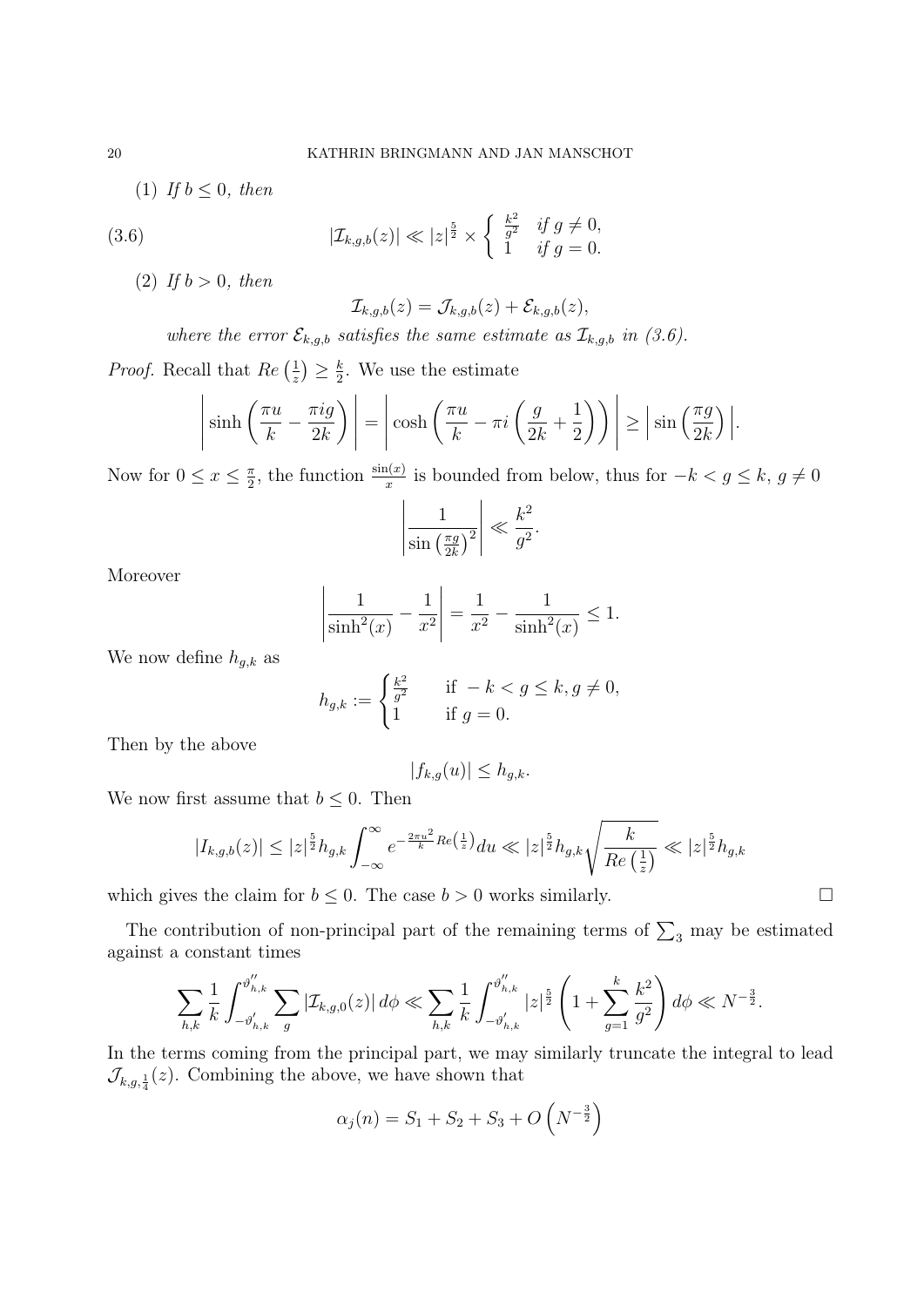(1) *If $b \leq 0$, then*

$$|\mathcal{I}_{k,g,b}(z)| \ll |z|^{\frac{5}{2}} \times \begin{cases} \frac{k^2}{g^2} & \text{if } g \neq 0, \\ 1 & \text{if } g = 0. \end{cases} \tag{3.6}$$

(2) *If $b > 0$, then*

$$\mathcal{I}_{k,g,b}(z) = \mathcal{J}_{k,g,b}(z) + \mathcal{E}_{k,g,b}(z),$$

*where the error $\mathcal{E}_{k,g,b}$ satisfies the same estimate as $\mathcal{I}_{k,g,b}$ in (3.6).*

*Proof.* Recall that $Re\left(\frac{1}{z}\right) \geq \frac{k}{2}$. We use the estimate

$$\left| \sinh\left(\frac{\pi u}{k} - \frac{\pi i g}{2k}\right) \right| = \left| \cosh\left(\frac{\pi u}{k} - \pi i \left(\frac{g}{2k} + \frac{1}{2}\right)\right) \right| \geq \left| \sin\left(\frac{\pi g}{2k}\right) \right|.$$

Now for $0 \leq x \leq \frac{\pi}{2}$, the function $\frac{\sin(x)}{x}$ is bounded from below, thus for $-k < g \leq k$, $g \neq 0$

$$\left| \frac{1}{\sin\left(\frac{\pi g}{2k}\right)^2} \right| \ll \frac{k^2}{g^2}.$$

Moreover

$$\left| \frac{1}{\sinh^2(x)} - \frac{1}{x^2} \right| = \frac{1}{x^2} - \frac{1}{\sinh^2(x)} \leq 1.$$

We now define $h_{g,k}$ as

$$h_{g,k} := \begin{cases} \frac{k^2}{g^2} & \text{if } -k < g \leq k, g \neq 0, \\ 1 & \text{if } g = 0. \end{cases}$$

Then by the above

$$|f_{k,g}(u)| \leq h_{g,k}.$$

We now first assume that $b \leq 0$. Then

$$|I_{k,g,b}(z)| \leq |z|^{\frac{5}{2}} h_{g,k} \int_{-\infty}^{\infty} e^{-\frac{2\pi u^2}{k} Re\left(\frac{1}{z}\right)} du \ll |z|^{\frac{5}{2}} h_{g,k} \sqrt{\frac{k}{Re\left(\frac{1}{z}\right)}} \ll |z|^{\frac{5}{2}} h_{g,k}$$

which gives the claim for $b \leq 0$. The case $b > 0$ works similarly. □

The contribution of non-principal part of the remaining terms of $\sum_3$ may be estimated against a constant times

$$\sum_{h,k} \frac{1}{k} \int_{-\vartheta'_{h,k}}^{\vartheta''_{h,k}} \sum_g |\mathcal{I}_{k,g,0}(z)| \, d\phi \ll \sum_{h,k} \frac{1}{k} \int_{-\vartheta'_{h,k}}^{\vartheta''_{h,k}} |z|^{\frac{5}{2}} \left(1 + \sum_{g=1}^{k} \frac{k^2}{g^2}\right) d\phi \ll N^{-\frac{3}{2}}.$$

In the terms coming from the principal part, we may similarly truncate the integral to lead $\mathcal{J}_{k,g,\frac{1}{4}}(z)$. Combining the above, we have shown that

$$\alpha_j(n) = S_1 + S_2 + S_3 + O\left(N^{-\frac{3}{2}}\right)$$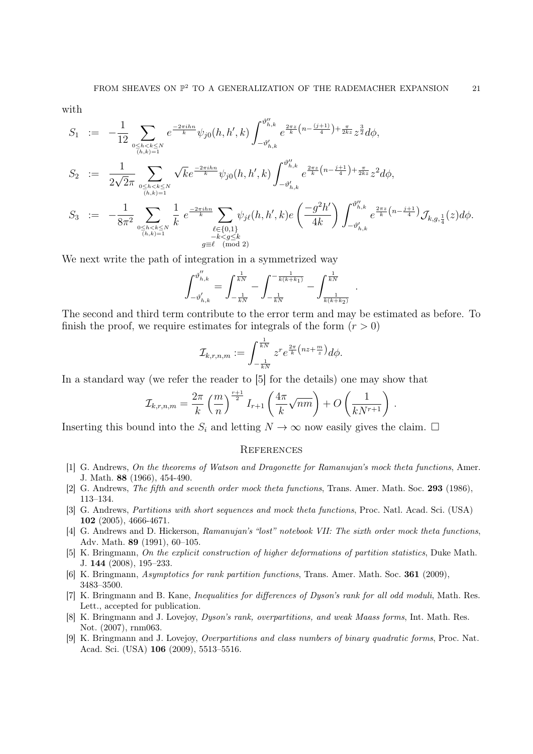with

$$
\begin{aligned}
S_1 &:= -\frac{1}{12} \sum_{\substack{0 \leq h < k \leq N \\ (h,k)=1}} e^{\frac{-2\pi i h n}{k}} \psi_{j0}(h, h', k) \int_{-\vartheta'_{h,k}}^{\vartheta''_{h,k}} e^{\frac{2\pi z}{k}\left(n - \frac{(j+1)}{4}\right) + \frac{\pi}{2kz}} z^{\frac{3}{2}} d\phi, \\
S_2 &:= \frac{1}{2\sqrt{2}\pi} \sum_{\substack{0 \leq h < k \leq N \\ (h,k)=1}} \sqrt{k} e^{\frac{-2\pi i h n}{k}} \psi_{j0}(h, h', k) \int_{-\vartheta'_{h,k}}^{\vartheta''_{h,k}} e^{\frac{2\pi z}{k}\left(n - \frac{j+1}{4}\right) + \frac{\pi}{2kz}} z^2 d\phi, \\
S_3 &:= -\frac{1}{8\pi^2} \sum_{\substack{0 \leq h < k \leq N \\ (h,k)=1}} \frac{1}{k}\; e^{\frac{-2\pi i h n}{k}} \sum_{\substack{\ell \in \{0,1\} \\ -k < g \leq k \\ g \equiv \ell \pmod 2}} \psi_{j\ell}(h, h', k) e\left(\frac{-g^2 h'}{4k}\right) \int_{-\vartheta'_{h,k}}^{\vartheta''_{h,k}} e^{\frac{2\pi z}{k}\left(n - \frac{j+1}{4}\right)} \mathcal{J}_{k,g,\frac{1}{4}}(z) d\phi.
\end{aligned}
$$

We next write the path of integration in a symmetrized way

$$
\int_{-\vartheta'_{h,k}}^{\vartheta''_{h,k}} = \int_{-\frac{1}{kN}}^{\frac{1}{kN}} - \int_{-\frac{1}{kN}}^{-\frac{1}{k(k+k_1)}} - \int_{\frac{1}{k(k+k_2)}}^{\frac{1}{kN}} .
$$

The second and third term contribute to the error term and may be estimated as before. To finish the proof, we require estimates for integrals of the form $(r > 0)$

$$
\mathcal{I}_{k,r,n,m} := \int_{-\frac{1}{kN}}^{\frac{1}{kN}} z^r e^{\frac{2\pi}{k}\left(nz + \frac{m}{z}\right)} d\phi.
$$

In a standard way (we refer the reader to [5] for the details) one may show that

$$
\mathcal{I}_{k,r,n,m} = \frac{2\pi}{k} \left(\frac{m}{n}\right)^{\frac{r+1}{2}} I_{r+1}\left(\frac{4\pi}{k}\sqrt{nm}\right) + O\left(\frac{1}{kN^{r+1}}\right).
$$

Inserting this bound into the $S_i$ and letting $N \to \infty$ now easily gives the claim. □

## References

[1] G. Andrews, *On the theorems of Watson and Dragonette for Ramanujan's mock theta functions*, Amer. J. Math. **88** (1966), 454-490.

[2] G. Andrews, *The fifth and seventh order mock theta functions*, Trans. Amer. Math. Soc. **293** (1986), 113–134.

[3] G. Andrews, *Partitions with short sequences and mock theta functions*, Proc. Natl. Acad. Sci. (USA) **102** (2005), 4666-4671.

[4] G. Andrews and D. Hickerson, *Ramanujan's "lost" notebook VII: The sixth order mock theta functions*, Adv. Math. **89** (1991), 60–105.

[5] K. Bringmann, *On the explicit construction of higher deformations of partition statistics*, Duke Math. J. **144** (2008), 195–233.

[6] K. Bringmann, *Asymptotics for rank partition functions*, Trans. Amer. Math. Soc. **361** (2009), 3483–3500.

[7] K. Bringmann and B. Kane, *Inequalities for differences of Dyson's rank for all odd moduli*, Math. Res. Lett., accepted for publication.

[8] K. Bringmann and J. Lovejoy, *Dyson's rank, overpartitions, and weak Maass forms*, Int. Math. Res. Not. (2007), rnm063.

[9] K. Bringmann and J. Lovejoy, *Overpartitions and class numbers of binary quadratic forms*, Proc. Nat. Acad. Sci. (USA) **106** (2009), 5513–5516.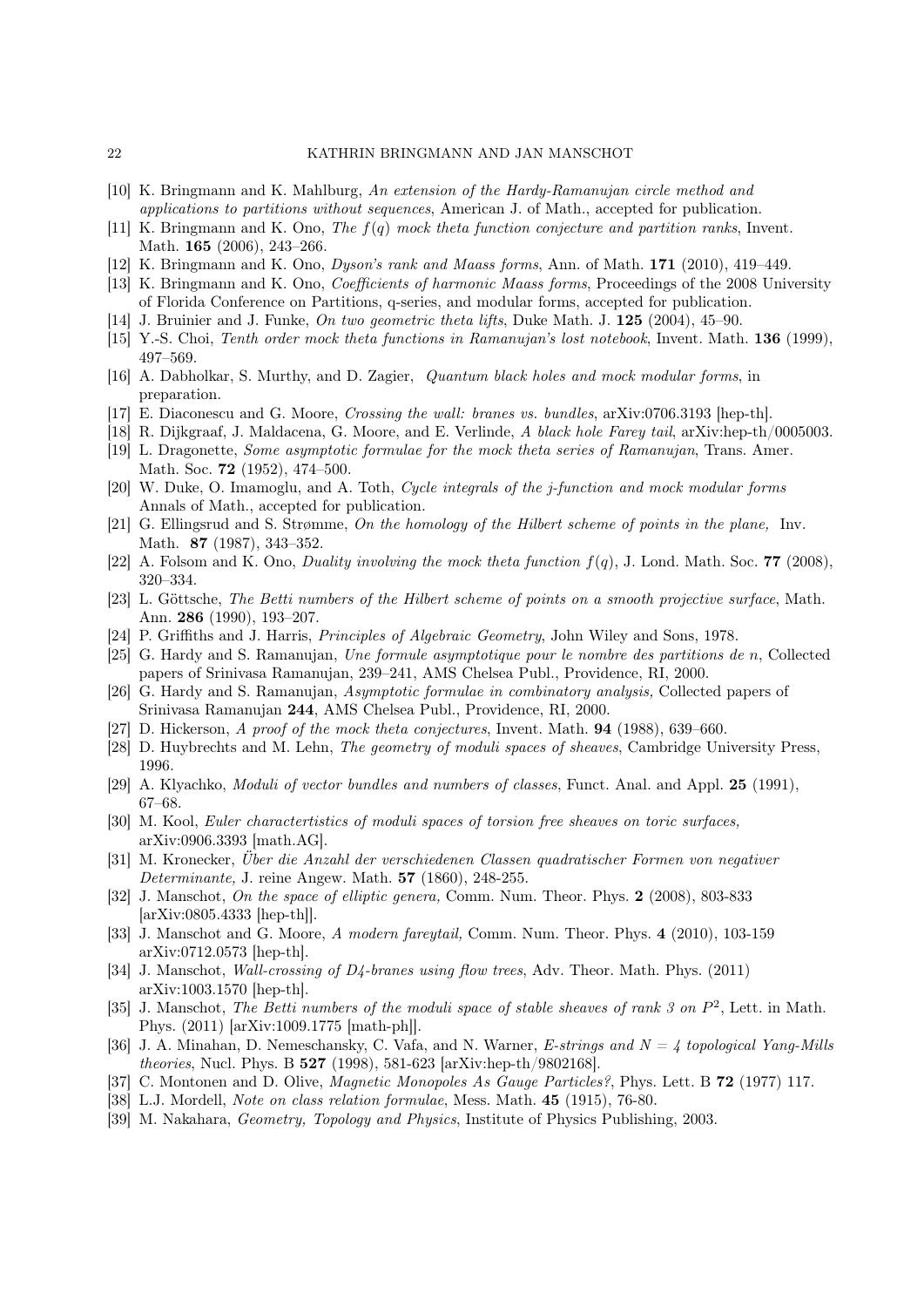[10] K. Bringmann and K. Mahlburg, *An extension of the Hardy-Ramanujan circle method and applications to partitions without sequences*, American J. of Math., accepted for publication.

[11] K. Bringmann and K. Ono, *The $f(q)$ mock theta function conjecture and partition ranks*, Invent. Math. **165** (2006), 243–266.

[12] K. Bringmann and K. Ono, *Dyson's rank and Maass forms*, Ann. of Math. **171** (2010), 419–449.

[13] K. Bringmann and K. Ono, *Coefficients of harmonic Maass forms*, Proceedings of the 2008 University of Florida Conference on Partitions, q-series, and modular forms, accepted for publication.

[14] J. Bruinier and J. Funke, *On two geometric theta lifts*, Duke Math. J. **125** (2004), 45–90.

[15] Y.-S. Choi, *Tenth order mock theta functions in Ramanujan's lost notebook*, Invent. Math. **136** (1999), 497–569.

[16] A. Dabholkar, S. Murthy, and D. Zagier, *Quantum black holes and mock modular forms*, in preparation.

[17] E. Diaconescu and G. Moore, *Crossing the wall: branes vs. bundles*, arXiv:0706.3193 [hep-th].

[18] R. Dijkgraaf, J. Maldacena, G. Moore, and E. Verlinde, *A black hole Farey tail*, arXiv:hep-th/0005003.

[19] L. Dragonette, *Some asymptotic formulae for the mock theta series of Ramanujan*, Trans. Amer. Math. Soc. **72** (1952), 474–500.

[20] W. Duke, O. Imamoglu, and A. Toth, *Cycle integrals of the j-function and mock modular forms* Annals of Math., accepted for publication.

[21] G. Ellingsrud and S. Strømme, *On the homology of the Hilbert scheme of points in the plane,* Inv. Math. **87** (1987), 343–352.

[22] A. Folsom and K. Ono, *Duality involving the mock theta function $f(q)$*, J. Lond. Math. Soc. **77** (2008), 320–334.

[23] L. Göttsche, *The Betti numbers of the Hilbert scheme of points on a smooth projective surface*, Math. Ann. **286** (1990), 193–207.

[24] P. Griffiths and J. Harris, *Principles of Algebraic Geometry*, John Wiley and Sons, 1978.

[25] G. Hardy and S. Ramanujan, *Une formule asymptotique pour le nombre des partitions de n*, Collected papers of Srinivasa Ramanujan, 239–241, AMS Chelsea Publ., Providence, RI, 2000.

[26] G. Hardy and S. Ramanujan, *Asymptotic formulae in combinatory analysis,* Collected papers of Srinivasa Ramanujan **244**, AMS Chelsea Publ., Providence, RI, 2000.

[27] D. Hickerson, *A proof of the mock theta conjectures*, Invent. Math. **94** (1988), 639–660.

[28] D. Huybrechts and M. Lehn, *The geometry of moduli spaces of sheaves*, Cambridge University Press, 1996.

[29] A. Klyachko, *Moduli of vector bundles and numbers of classes*, Funct. Anal. and Appl. **25** (1991), 67–68.

[30] M. Kool, *Euler charactertistics of moduli spaces of torsion free sheaves on toric surfaces,* arXiv:0906.3393 [math.AG].

[31] M. Kronecker, *Über die Anzahl der verschiedenen Classen quadratischer Formen von negativer Determinante,* J. reine Angew. Math. **57** (1860), 248-255.

[32] J. Manschot, *On the space of elliptic genera,* Comm. Num. Theor. Phys. **2** (2008), 803-833 [arXiv:0805.4333 [hep-th]].

[33] J. Manschot and G. Moore, *A modern fareytail,* Comm. Num. Theor. Phys. **4** (2010), 103-159 arXiv:0712.0573 [hep-th].

[34] J. Manschot, *Wall-crossing of D4-branes using flow trees*, Adv. Theor. Math. Phys. (2011) arXiv:1003.1570 [hep-th].

[35] J. Manschot, *The Betti numbers of the moduli space of stable sheaves of rank 3 on $P^2$*, Lett. in Math. Phys. (2011) [arXiv:1009.1775 [math-ph]].

[36] J. A. Minahan, D. Nemeschansky, C. Vafa, and N. Warner, *E-strings and $N = 4$ topological Yang-Mills theories*, Nucl. Phys. B **527** (1998), 581-623 [arXiv:hep-th/9802168].

[37] C. Montonen and D. Olive, *Magnetic Monopoles As Gauge Particles?*, Phys. Lett. B **72** (1977) 117.

[38] L.J. Mordell, *Note on class relation formulae*, Mess. Math. **45** (1915), 76-80.

[39] M. Nakahara, *Geometry, Topology and Physics*, Institute of Physics Publishing, 2003.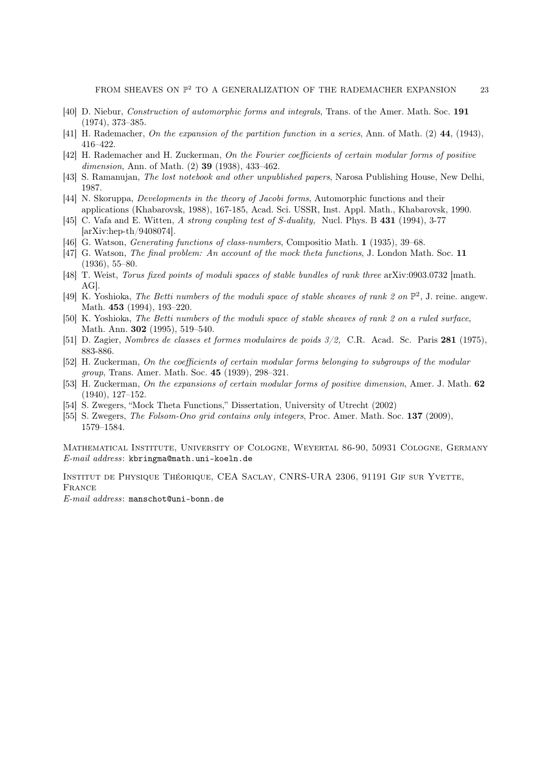[40] D. Niebur, *Construction of automorphic forms and integrals*, Trans. of the Amer. Math. Soc. **191** (1974), 373–385.

[41] H. Rademacher, *On the expansion of the partition function in a series*, Ann. of Math. (2) **44**, (1943), 416–422.

[42] H. Rademacher and H. Zuckerman, *On the Fourier coefficients of certain modular forms of positive dimension*, Ann. of Math. (2) **39** (1938), 433–462.

[43] S. Ramanujan, *The lost notebook and other unpublished papers*, Narosa Publishing House, New Delhi, 1987.

[44] N. Skoruppa, *Developments in the theory of Jacobi forms*, Automorphic functions and their applications (Khabarovsk, 1988), 167-185, Acad. Sci. USSR, Inst. Appl. Math., Khabarovsk, 1990.

[45] C. Vafa and E. Witten, *A strong coupling test of S-duality,* Nucl. Phys. B **431** (1994), 3-77 [arXiv:hep-th/9408074].

[46] G. Watson, *Generating functions of class-numbers*, Compositio Math. **1** (1935), 39–68.

[47] G. Watson, *The final problem: An account of the mock theta functions*, J. London Math. Soc. **11** (1936), 55–80.

[48] T. Weist, *Torus fixed points of moduli spaces of stable bundles of rank three* arXiv:0903.0732 [math. AG].

[49] K. Yoshioka, *The Betti numbers of the moduli space of stable sheaves of rank 2 on* $\mathbb{P}^2$, J. reine. angew. Math. **453** (1994), 193–220.

[50] K. Yoshioka, *The Betti numbers of the moduli space of stable sheaves of rank 2 on a ruled surface*, Math. Ann. **302** (1995), 519–540.

[51] D. Zagier, *Nombres de classes et formes modulaires de poids 3/2,* C.R. Acad. Sc. Paris **281** (1975), 883-886.

[52] H. Zuckerman, *On the coefficients of certain modular forms belonging to subgroups of the modular group*, Trans. Amer. Math. Soc. **45** (1939), 298–321.

[53] H. Zuckerman, *On the expansions of certain modular forms of positive dimension*, Amer. J. Math. **62** (1940), 127–152.

[54] S. Zwegers, "Mock Theta Functions," Dissertation, University of Utrecht (2002)

[55] S. Zwegers, *The Folsom-Ono grid contains only integers*, Proc. Amer. Math. Soc. **137** (2009), 1579–1584.

Mathematical Institute, University of Cologne, Weyertal 86-90, 50931 Cologne, Germany
*E-mail address*: `kbringma@math.uni-koeln.de`

Institut de Physique Théorique, CEA Saclay, CNRS-URA 2306, 91191 Gif sur Yvette, France
*E-mail address*: `manschot@uni-bonn.de`